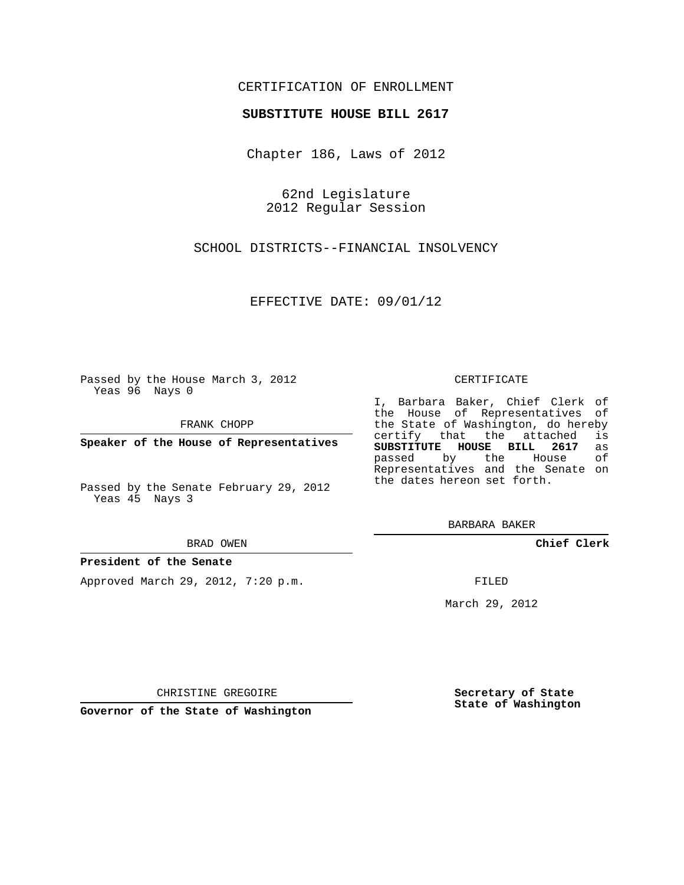CERTIFICATION OF ENROLLMENT

**SUBSTITUTE HOUSE BILL 2617**

Chapter 186, Laws of 2012

62nd Legislature
2012 Regular Session

SCHOOL DISTRICTS--FINANCIAL INSOLVENCY

EFFECTIVE DATE: 09/01/12

Passed by the House March 3, 2012
Yeas 96 Nays 0

FRANK CHOPP

**Speaker of the House of Representatives**

Passed by the Senate February 29, 2012
Yeas 45 Nays 3

BRAD OWEN

**President of the Senate**

Approved March 29, 2012, 7:20 p.m.

CHRISTINE GREGOIRE

**Governor of the State of Washington**

CERTIFICATE

I, Barbara Baker, Chief Clerk of the House of Representatives of the State of Washington, do hereby certify that the attached is **SUBSTITUTE HOUSE BILL 2617** as passed by the House of Representatives and the Senate on the dates hereon set forth.

BARBARA BAKER

**Chief Clerk**

FILED

March 29, 2012

**Secretary of State**
**State of Washington**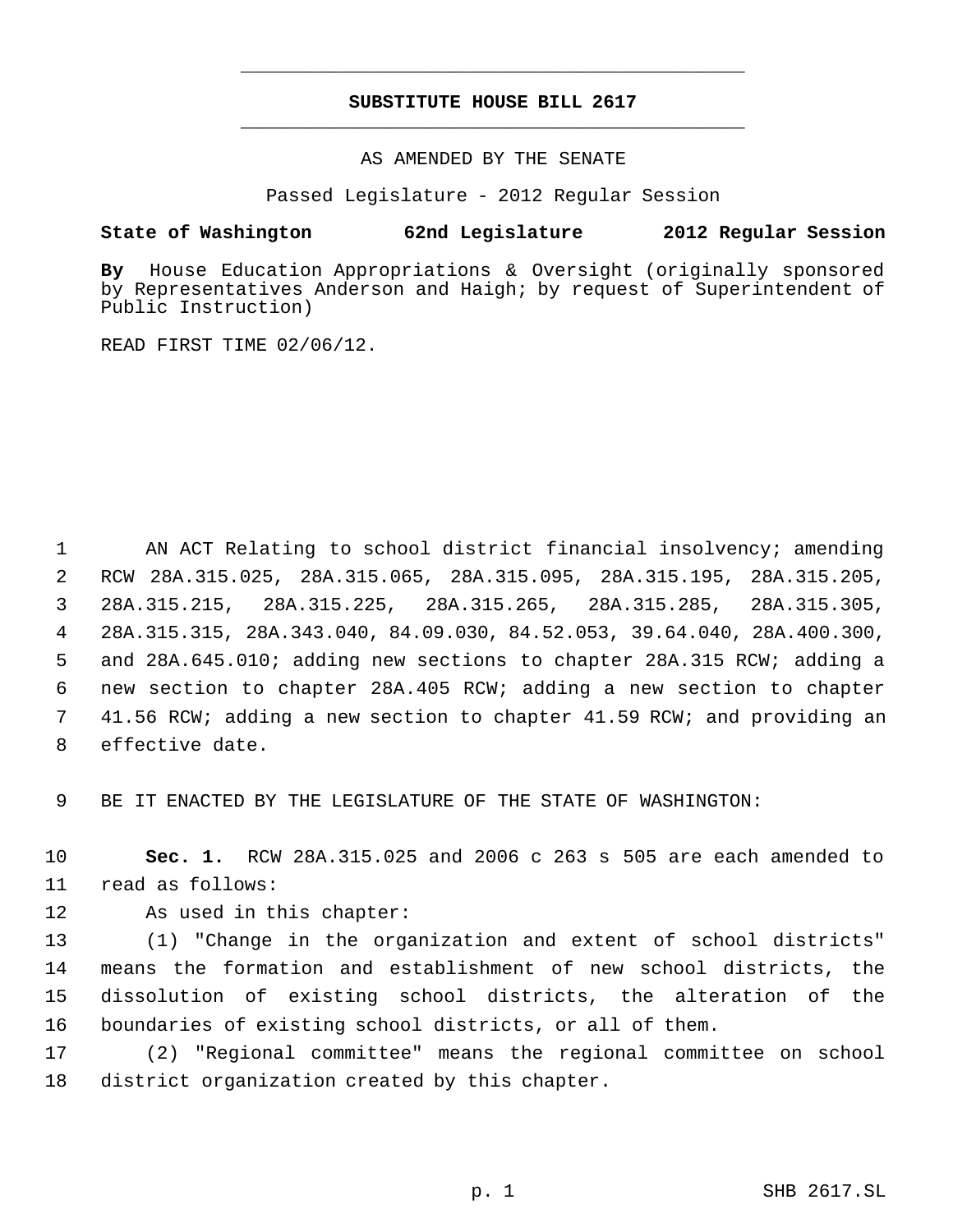# SUBSTITUTE HOUSE BILL 2617

AS AMENDED BY THE SENATE

Passed Legislature - 2012 Regular Session

**State of Washington 62nd Legislature 2012 Regular Session**

**By** House Education Appropriations & Oversight (originally sponsored by Representatives Anderson and Haigh; by request of Superintendent of Public Instruction)

READ FIRST TIME 02/06/12.

AN ACT Relating to school district financial insolvency; amending RCW 28A.315.025, 28A.315.065, 28A.315.095, 28A.315.195, 28A.315.205, 28A.315.215, 28A.315.225, 28A.315.265, 28A.315.285, 28A.315.305, 28A.315.315, 28A.343.040, 84.09.030, 84.52.053, 39.64.040, 28A.400.300, and 28A.645.010; adding new sections to chapter 28A.315 RCW; adding a new section to chapter 28A.405 RCW; adding a new section to chapter 41.56 RCW; adding a new section to chapter 41.59 RCW; and providing an effective date.

BE IT ENACTED BY THE LEGISLATURE OF THE STATE OF WASHINGTON:

**Sec. 1.** RCW 28A.315.025 and 2006 c 263 s 505 are each amended to read as follows:

As used in this chapter:

(1) "Change in the organization and extent of school districts" means the formation and establishment of new school districts, the dissolution of existing school districts, the alteration of the boundaries of existing school districts, or all of them.

(2) "Regional committee" means the regional committee on school district organization created by this chapter.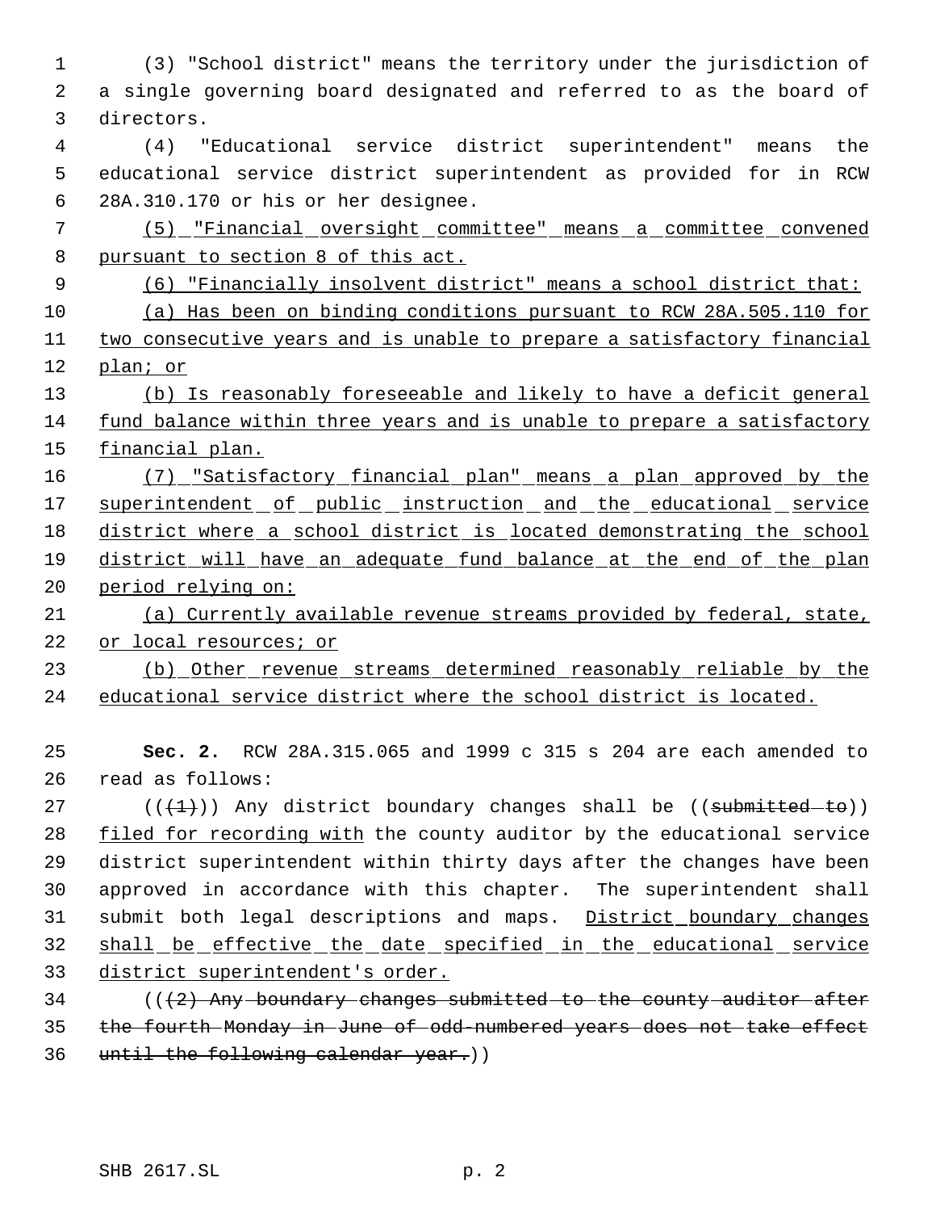(3) "School district" means the territory under the jurisdiction of a single governing board designated and referred to as the board of directors.

(4) "Educational service district superintendent" means the educational service district superintendent as provided for in RCW 28A.310.170 or his or her designee.

(5) "Financial oversight committee" means a committee convened pursuant to section 8 of this act.

(6) "Financially insolvent district" means a school district that:

(a) Has been on binding conditions pursuant to RCW 28A.505.110 for two consecutive years and is unable to prepare a satisfactory financial plan; or

(b) Is reasonably foreseeable and likely to have a deficit general fund balance within three years and is unable to prepare a satisfactory financial plan.

(7) "Satisfactory financial plan" means a plan approved by the superintendent of public instruction and the educational service district where a school district is located demonstrating the school district will have an adequate fund balance at the end of the plan period relying on:

(a) Currently available revenue streams provided by federal, state, or local resources; or

(b) Other revenue streams determined reasonably reliable by the educational service district where the school district is located.

**Sec. 2.** RCW 28A.315.065 and 1999 c 315 s 204 are each amended to read as follows:

((~~(1)~~)) Any district boundary changes shall be ((~~submitted to~~)) filed for recording with the county auditor by the educational service district superintendent within thirty days after the changes have been approved in accordance with this chapter. The superintendent shall submit both legal descriptions and maps. District boundary changes shall be effective the date specified in the educational service district superintendent's order.

((~~(2) Any boundary changes submitted to the county auditor after the fourth Monday in June of odd-numbered years does not take effect until the following calendar year.~~))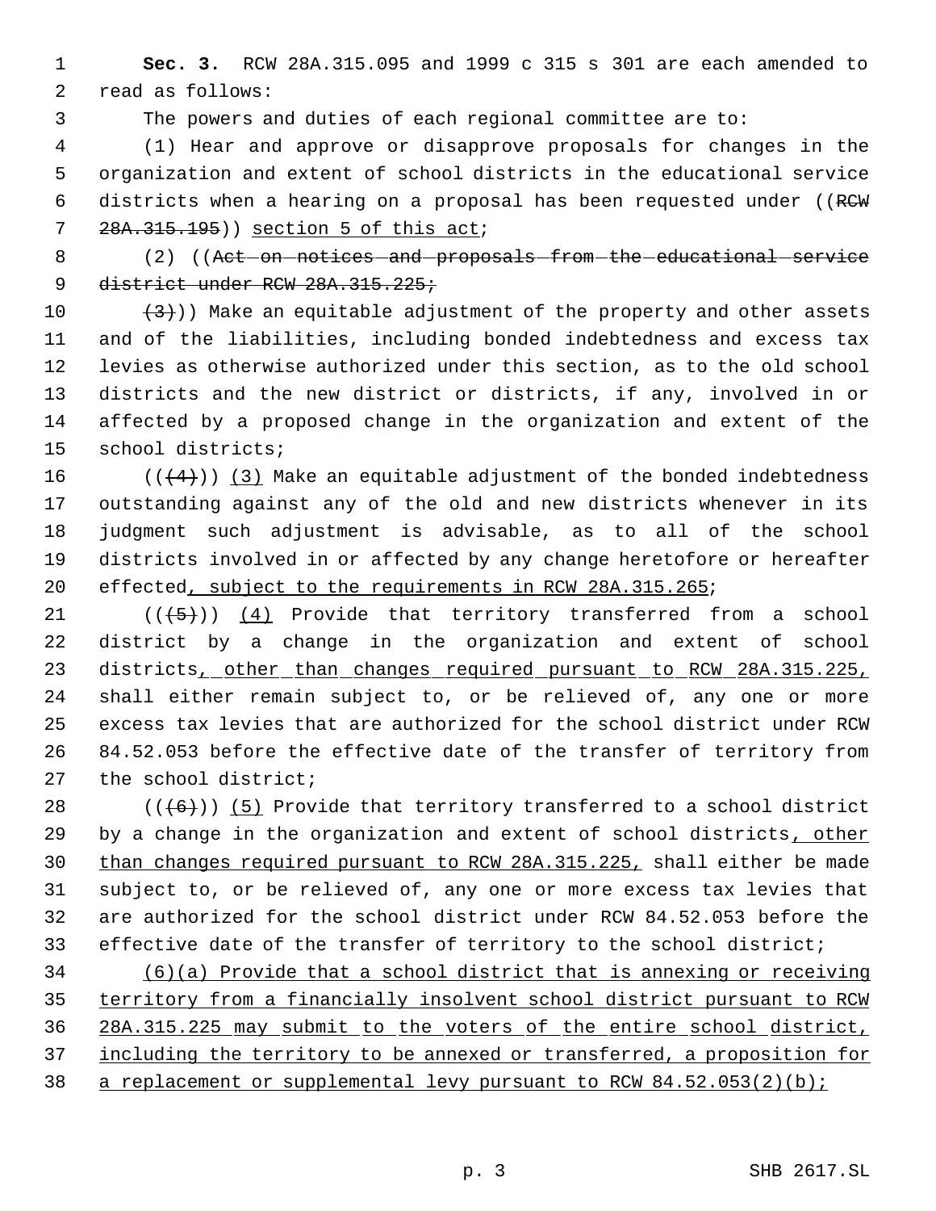**Sec. 3.** RCW 28A.315.095 and 1999 c 315 s 301 are each amended to read as follows:

The powers and duties of each regional committee are to:

(1) Hear and approve or disapprove proposals for changes in the organization and extent of school districts in the educational service districts when a hearing on a proposal has been requested under ((~~RCW 28A.315.195~~)) <u>section 5 of this act</u>;

(2) ((~~Act on notices and proposals from the educational service district under RCW 28A.315.225;~~

~~(3)~~)) Make an equitable adjustment of the property and other assets and of the liabilities, including bonded indebtedness and excess tax levies as otherwise authorized under this section, as to the old school districts and the new district or districts, if any, involved in or affected by a proposed change in the organization and extent of the school districts;

((~~(4)~~)) <u>(3)</u> Make an equitable adjustment of the bonded indebtedness outstanding against any of the old and new districts whenever in its judgment such adjustment is advisable, as to all of the school districts involved in or affected by any change heretofore or hereafter effected<u>, subject to the requirements in RCW 28A.315.265</u>;

((~~(5)~~)) <u>(4)</u> Provide that territory transferred from a school district by a change in the organization and extent of school districts<u>, other than changes required pursuant to RCW 28A.315.225,</u> shall either remain subject to, or be relieved of, any one or more excess tax levies that are authorized for the school district under RCW 84.52.053 before the effective date of the transfer of territory from the school district;

((~~(6)~~)) <u>(5)</u> Provide that territory transferred to a school district by a change in the organization and extent of school districts<u>, other than changes required pursuant to RCW 28A.315.225,</u> shall either be made subject to, or be relieved of, any one or more excess tax levies that are authorized for the school district under RCW 84.52.053 before the effective date of the transfer of territory to the school district;

<u>(6)(a) Provide that a school district that is annexing or receiving territory from a financially insolvent school district pursuant to RCW 28A.315.225 may submit to the voters of the entire school district, including the territory to be annexed or transferred, a proposition for a replacement or supplemental levy pursuant to RCW 84.52.053(2)(b);</u>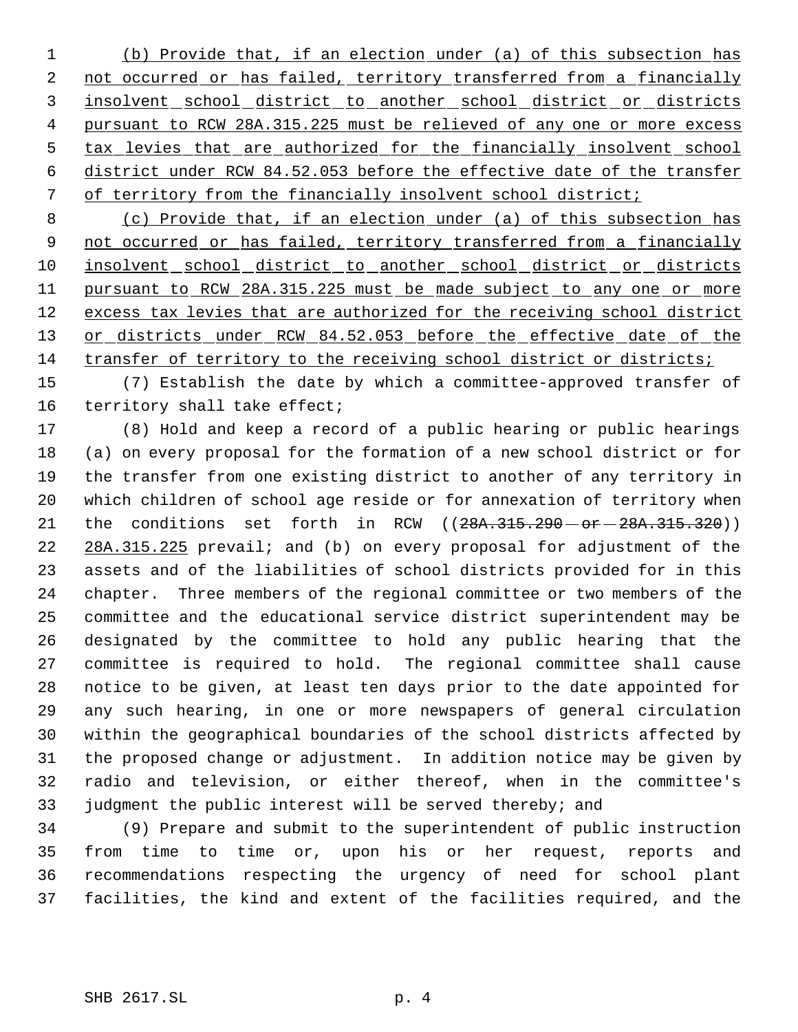(b) Provide that, if an election under (a) of this subsection has not occurred or has failed, territory transferred from a financially insolvent school district to another school district or districts pursuant to RCW 28A.315.225 must be relieved of any one or more excess tax levies that are authorized for the financially insolvent school district under RCW 84.52.053 before the effective date of the transfer of territory from the financially insolvent school district;

(c) Provide that, if an election under (a) of this subsection has not occurred or has failed, territory transferred from a financially insolvent school district to another school district or districts pursuant to RCW 28A.315.225 must be made subject to any one or more excess tax levies that are authorized for the receiving school district or districts under RCW 84.52.053 before the effective date of the transfer of territory to the receiving school district or districts;

(7) Establish the date by which a committee-approved transfer of territory shall take effect;

(8) Hold and keep a record of a public hearing or public hearings (a) on every proposal for the formation of a new school district or for the transfer from one existing district to another of any territory in which children of school age reside or for annexation of territory when the conditions set forth in RCW ((~~28A.315.290 or 28A.315.320~~)) 28A.315.225 prevail; and (b) on every proposal for adjustment of the assets and of the liabilities of school districts provided for in this chapter. Three members of the regional committee or two members of the committee and the educational service district superintendent may be designated by the committee to hold any public hearing that the committee is required to hold. The regional committee shall cause notice to be given, at least ten days prior to the date appointed for any such hearing, in one or more newspapers of general circulation within the geographical boundaries of the school districts affected by the proposed change or adjustment. In addition notice may be given by radio and television, or either thereof, when in the committee's judgment the public interest will be served thereby; and

(9) Prepare and submit to the superintendent of public instruction from time to time or, upon his or her request, reports and recommendations respecting the urgency of need for school plant facilities, the kind and extent of the facilities required, and the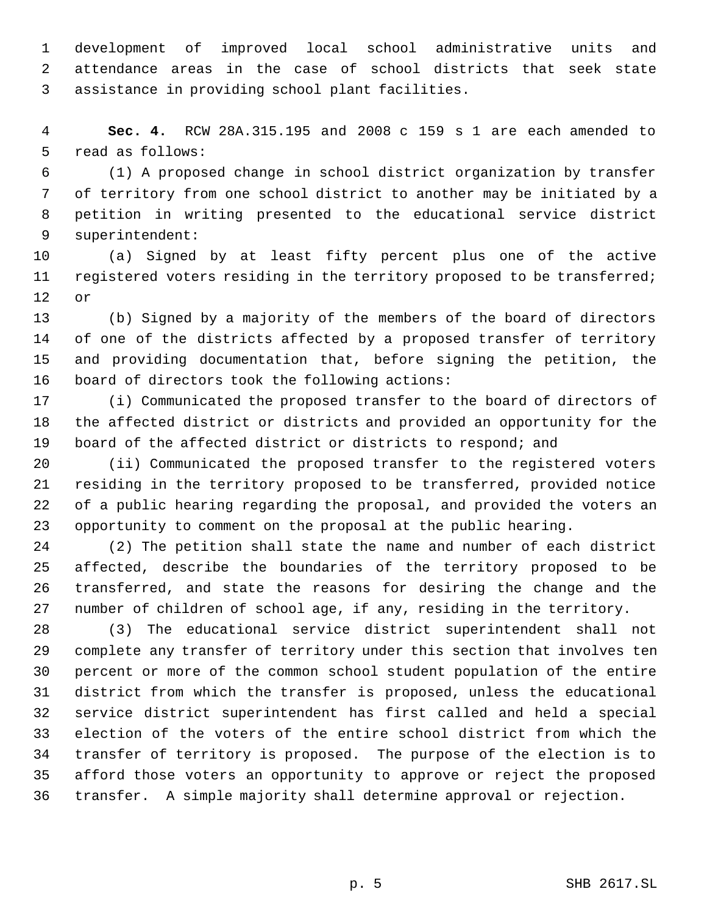development of improved local school administrative units and attendance areas in the case of school districts that seek state assistance in providing school plant facilities.

**Sec. 4.** RCW 28A.315.195 and 2008 c 159 s 1 are each amended to read as follows:

(1) A proposed change in school district organization by transfer of territory from one school district to another may be initiated by a petition in writing presented to the educational service district superintendent:

(a) Signed by at least fifty percent plus one of the active registered voters residing in the territory proposed to be transferred; or

(b) Signed by a majority of the members of the board of directors of one of the districts affected by a proposed transfer of territory and providing documentation that, before signing the petition, the board of directors took the following actions:

(i) Communicated the proposed transfer to the board of directors of the affected district or districts and provided an opportunity for the board of the affected district or districts to respond; and

(ii) Communicated the proposed transfer to the registered voters residing in the territory proposed to be transferred, provided notice of a public hearing regarding the proposal, and provided the voters an opportunity to comment on the proposal at the public hearing.

(2) The petition shall state the name and number of each district affected, describe the boundaries of the territory proposed to be transferred, and state the reasons for desiring the change and the number of children of school age, if any, residing in the territory.

(3) The educational service district superintendent shall not complete any transfer of territory under this section that involves ten percent or more of the common school student population of the entire district from which the transfer is proposed, unless the educational service district superintendent has first called and held a special election of the voters of the entire school district from which the transfer of territory is proposed. The purpose of the election is to afford those voters an opportunity to approve or reject the proposed transfer. A simple majority shall determine approval or rejection.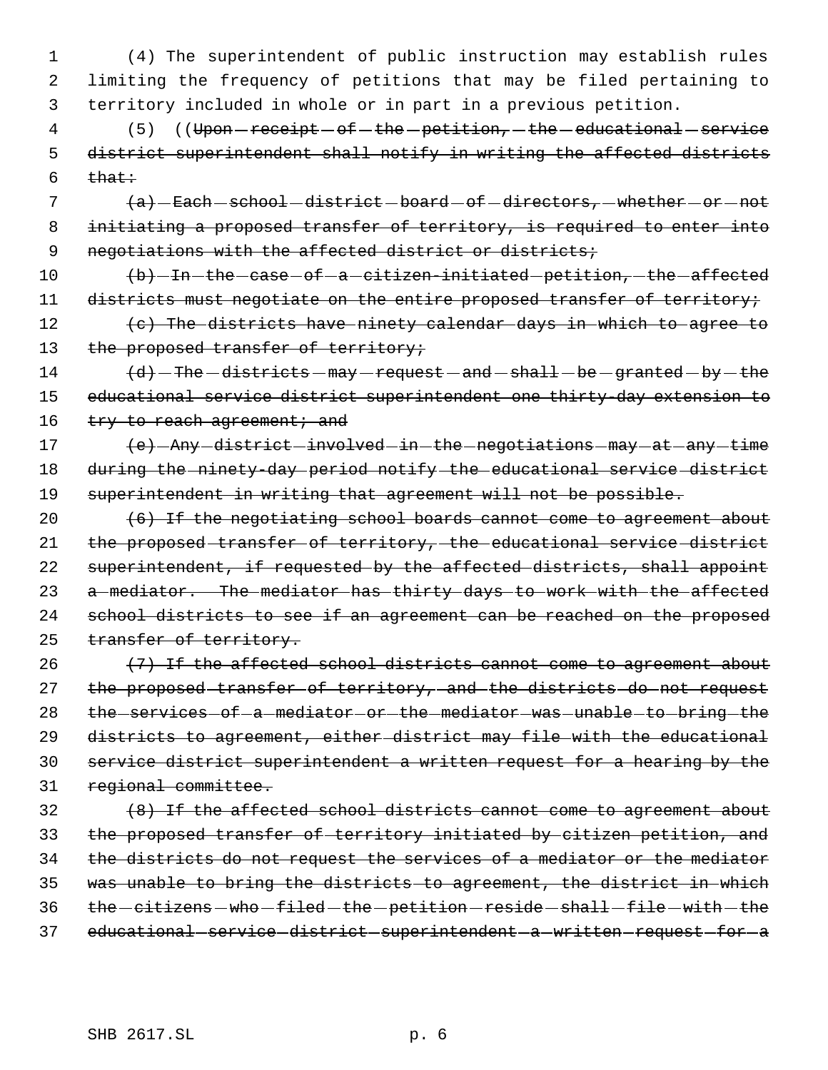(4) The superintendent of public instruction may establish rules limiting the frequency of petitions that may be filed pertaining to territory included in whole or in part in a previous petition.

(5) ((~~Upon receipt of the petition, the educational service district superintendent shall notify in writing the affected districts that:~~

~~(a) Each school district board of directors, whether or not initiating a proposed transfer of territory, is required to enter into negotiations with the affected district or districts;~~

~~(b) In the case of a citizen-initiated petition, the affected districts must negotiate on the entire proposed transfer of territory;~~

~~(c) The districts have ninety calendar days in which to agree to the proposed transfer of territory;~~

~~(d) The districts may request and shall be granted by the educational service district superintendent one thirty-day extension to try to reach agreement; and~~

~~(e) Any district involved in the negotiations may at any time during the ninety-day period notify the educational service district superintendent in writing that agreement will not be possible.~~

~~(6) If the negotiating school boards cannot come to agreement about the proposed transfer of territory, the educational service district superintendent, if requested by the affected districts, shall appoint a mediator. The mediator has thirty days to work with the affected school districts to see if an agreement can be reached on the proposed transfer of territory.~~

~~(7) If the affected school districts cannot come to agreement about the proposed transfer of territory, and the districts do not request the services of a mediator or the mediator was unable to bring the districts to agreement, either district may file with the educational service district superintendent a written request for a hearing by the regional committee.~~

~~(8) If the affected school districts cannot come to agreement about the proposed transfer of territory initiated by citizen petition, and the districts do not request the services of a mediator or the mediator was unable to bring the districts to agreement, the district in which the citizens who filed the petition reside shall file with the educational service district superintendent a written request for a~~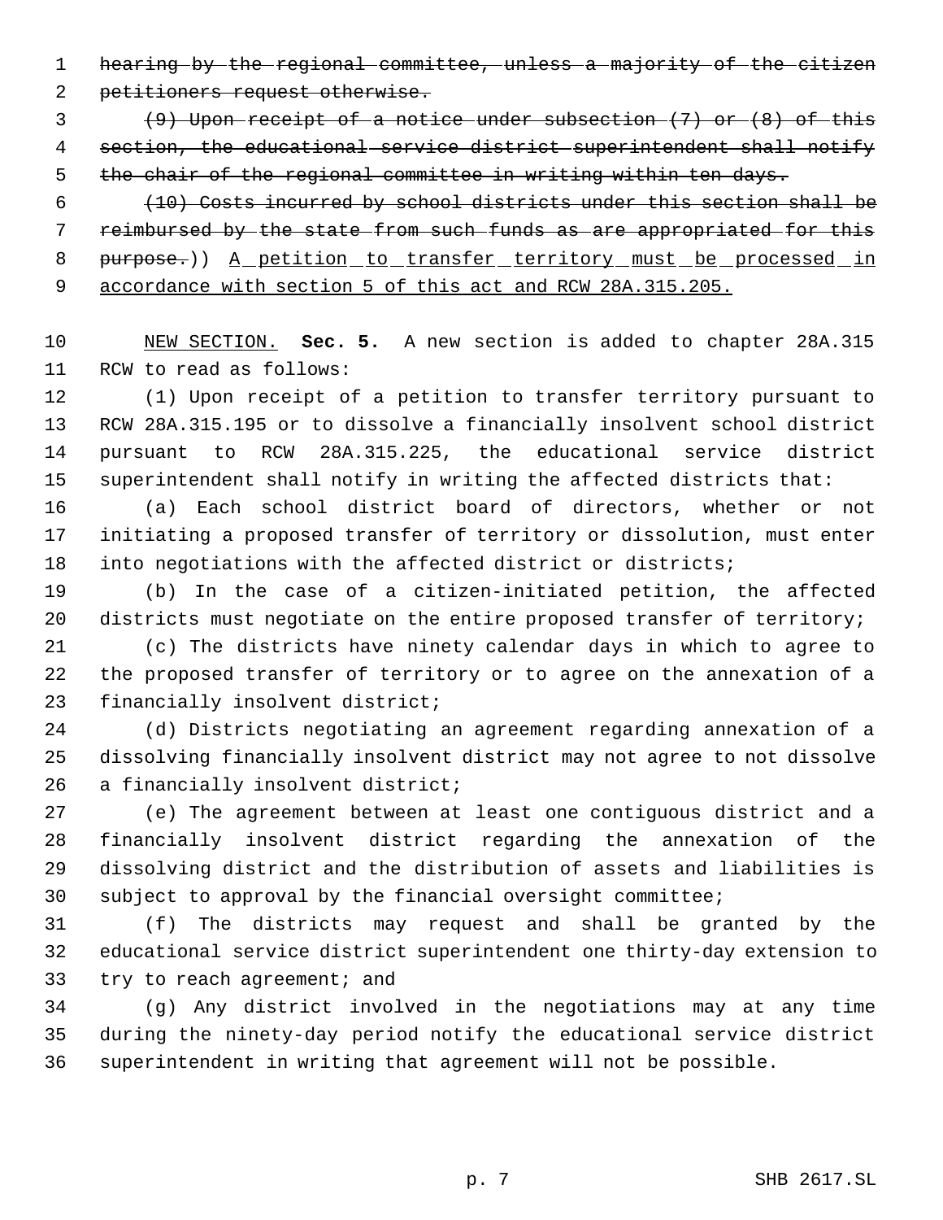~~hearing by the regional committee, unless a majority of the citizen petitioners request otherwise.~~

~~(9) Upon receipt of a notice under subsection (7) or (8) of this section, the educational service district superintendent shall notify the chair of the regional committee in writing within ten days.~~

~~(10) Costs incurred by school districts under this section shall be reimbursed by the state from such funds as are appropriated for this purpose.~~)) <u>A petition to transfer territory must be processed in accordance with section 5 of this act and RCW 28A.315.205.</u>

<u>NEW SECTION.</u> **Sec. 5.** A new section is added to chapter 28A.315 RCW to read as follows:

(1) Upon receipt of a petition to transfer territory pursuant to RCW 28A.315.195 or to dissolve a financially insolvent school district pursuant to RCW 28A.315.225, the educational service district superintendent shall notify in writing the affected districts that:

(a) Each school district board of directors, whether or not initiating a proposed transfer of territory or dissolution, must enter into negotiations with the affected district or districts;

(b) In the case of a citizen-initiated petition, the affected districts must negotiate on the entire proposed transfer of territory;

(c) The districts have ninety calendar days in which to agree to the proposed transfer of territory or to agree on the annexation of a financially insolvent district;

(d) Districts negotiating an agreement regarding annexation of a dissolving financially insolvent district may not agree to not dissolve a financially insolvent district;

(e) The agreement between at least one contiguous district and a financially insolvent district regarding the annexation of the dissolving district and the distribution of assets and liabilities is subject to approval by the financial oversight committee;

(f) The districts may request and shall be granted by the educational service district superintendent one thirty-day extension to try to reach agreement; and

(g) Any district involved in the negotiations may at any time during the ninety-day period notify the educational service district superintendent in writing that agreement will not be possible.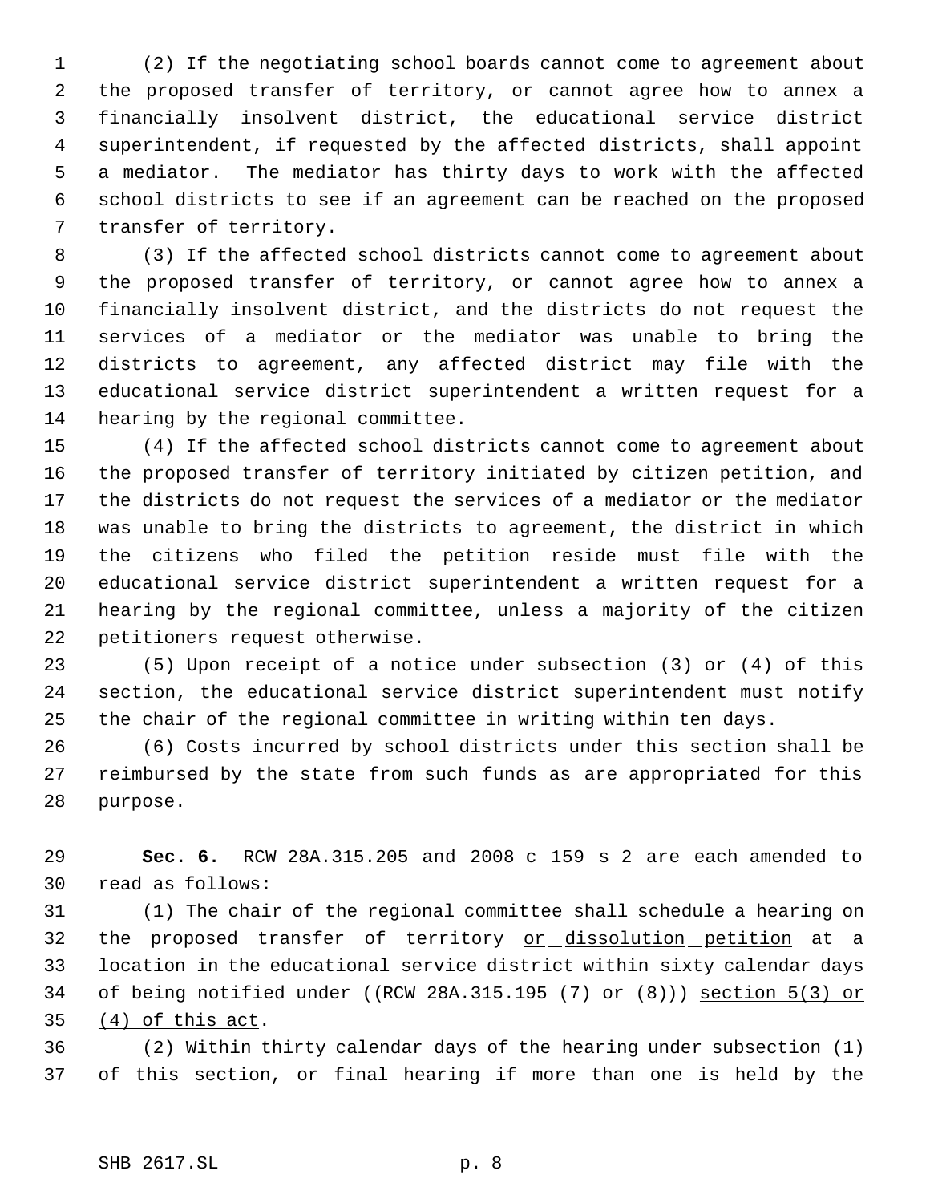(2) If the negotiating school boards cannot come to agreement about the proposed transfer of territory, or cannot agree how to annex a financially insolvent district, the educational service district superintendent, if requested by the affected districts, shall appoint a mediator. The mediator has thirty days to work with the affected school districts to see if an agreement can be reached on the proposed transfer of territory.

(3) If the affected school districts cannot come to agreement about the proposed transfer of territory, or cannot agree how to annex a financially insolvent district, and the districts do not request the services of a mediator or the mediator was unable to bring the districts to agreement, any affected district may file with the educational service district superintendent a written request for a hearing by the regional committee.

(4) If the affected school districts cannot come to agreement about the proposed transfer of territory initiated by citizen petition, and the districts do not request the services of a mediator or the mediator was unable to bring the districts to agreement, the district in which the citizens who filed the petition reside must file with the educational service district superintendent a written request for a hearing by the regional committee, unless a majority of the citizen petitioners request otherwise.

(5) Upon receipt of a notice under subsection (3) or (4) of this section, the educational service district superintendent must notify the chair of the regional committee in writing within ten days.

(6) Costs incurred by school districts under this section shall be reimbursed by the state from such funds as are appropriated for this purpose.

**Sec. 6.** RCW 28A.315.205 and 2008 c 159 s 2 are each amended to read as follows:

(1) The chair of the regional committee shall schedule a hearing on the proposed transfer of territory <u>or dissolution petition</u> at a location in the educational service district within sixty calendar days of being notified under ((~~RCW 28A.315.195 (7) or (8)~~)) <u>section 5(3) or (4) of this act</u>.

(2) Within thirty calendar days of the hearing under subsection (1) of this section, or final hearing if more than one is held by the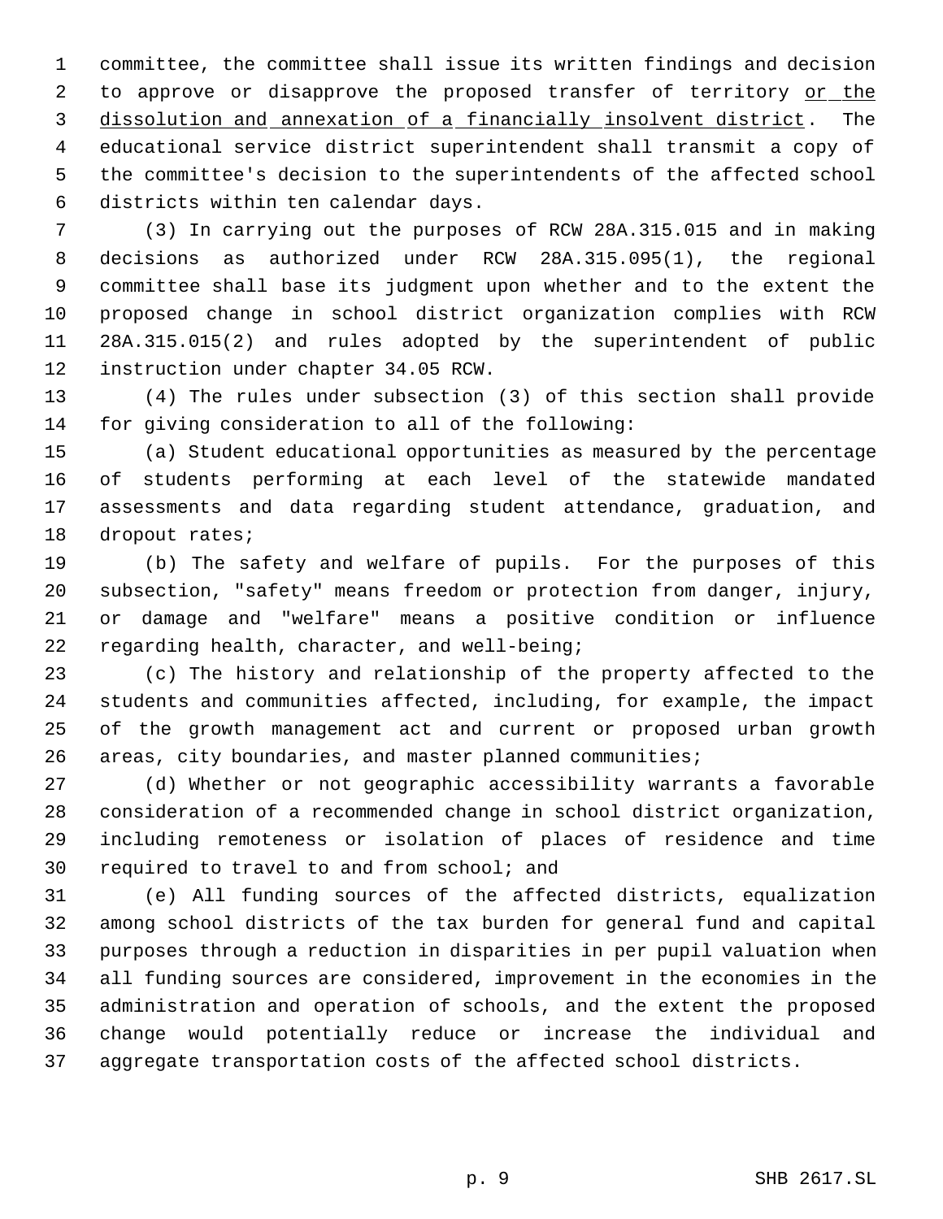committee, the committee shall issue its written findings and decision to approve or disapprove the proposed transfer of territory <u>or the dissolution and annexation of a financially insolvent district</u>. The educational service district superintendent shall transmit a copy of the committee's decision to the superintendents of the affected school districts within ten calendar days.

(3) In carrying out the purposes of RCW 28A.315.015 and in making decisions as authorized under RCW 28A.315.095(1), the regional committee shall base its judgment upon whether and to the extent the proposed change in school district organization complies with RCW 28A.315.015(2) and rules adopted by the superintendent of public instruction under chapter 34.05 RCW.

(4) The rules under subsection (3) of this section shall provide for giving consideration to all of the following:

(a) Student educational opportunities as measured by the percentage of students performing at each level of the statewide mandated assessments and data regarding student attendance, graduation, and dropout rates;

(b) The safety and welfare of pupils. For the purposes of this subsection, "safety" means freedom or protection from danger, injury, or damage and "welfare" means a positive condition or influence regarding health, character, and well-being;

(c) The history and relationship of the property affected to the students and communities affected, including, for example, the impact of the growth management act and current or proposed urban growth areas, city boundaries, and master planned communities;

(d) Whether or not geographic accessibility warrants a favorable consideration of a recommended change in school district organization, including remoteness or isolation of places of residence and time required to travel to and from school; and

(e) All funding sources of the affected districts, equalization among school districts of the tax burden for general fund and capital purposes through a reduction in disparities in per pupil valuation when all funding sources are considered, improvement in the economies in the administration and operation of schools, and the extent the proposed change would potentially reduce or increase the individual and aggregate transportation costs of the affected school districts.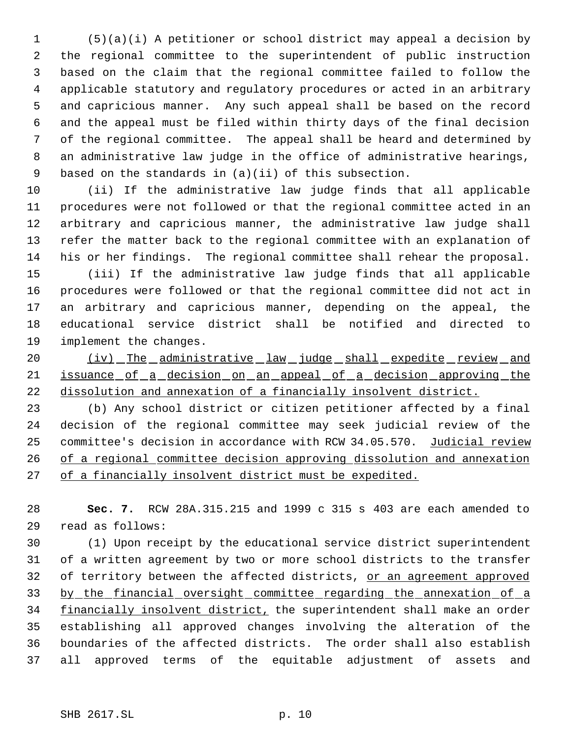(5)(a)(i) A petitioner or school district may appeal a decision by the regional committee to the superintendent of public instruction based on the claim that the regional committee failed to follow the applicable statutory and regulatory procedures or acted in an arbitrary and capricious manner. Any such appeal shall be based on the record and the appeal must be filed within thirty days of the final decision of the regional committee. The appeal shall be heard and determined by an administrative law judge in the office of administrative hearings, based on the standards in (a)(ii) of this subsection.

(ii) If the administrative law judge finds that all applicable procedures were not followed or that the regional committee acted in an arbitrary and capricious manner, the administrative law judge shall refer the matter back to the regional committee with an explanation of his or her findings. The regional committee shall rehear the proposal.

(iii) If the administrative law judge finds that all applicable procedures were followed or that the regional committee did not act in an arbitrary and capricious manner, depending on the appeal, the educational service district shall be notified and directed to implement the changes.

(iv) The administrative law judge shall expedite review and issuance of a decision on an appeal of a decision approving the dissolution and annexation of a financially insolvent district.

(b) Any school district or citizen petitioner affected by a final decision of the regional committee may seek judicial review of the committee's decision in accordance with RCW 34.05.570. Judicial review of a regional committee decision approving dissolution and annexation of a financially insolvent district must be expedited.

**Sec. 7.** RCW 28A.315.215 and 1999 c 315 s 403 are each amended to read as follows:

(1) Upon receipt by the educational service district superintendent of a written agreement by two or more school districts to the transfer of territory between the affected districts, or an agreement approved by the financial oversight committee regarding the annexation of a financially insolvent district, the superintendent shall make an order establishing all approved changes involving the alteration of the boundaries of the affected districts. The order shall also establish all approved terms of the equitable adjustment of assets and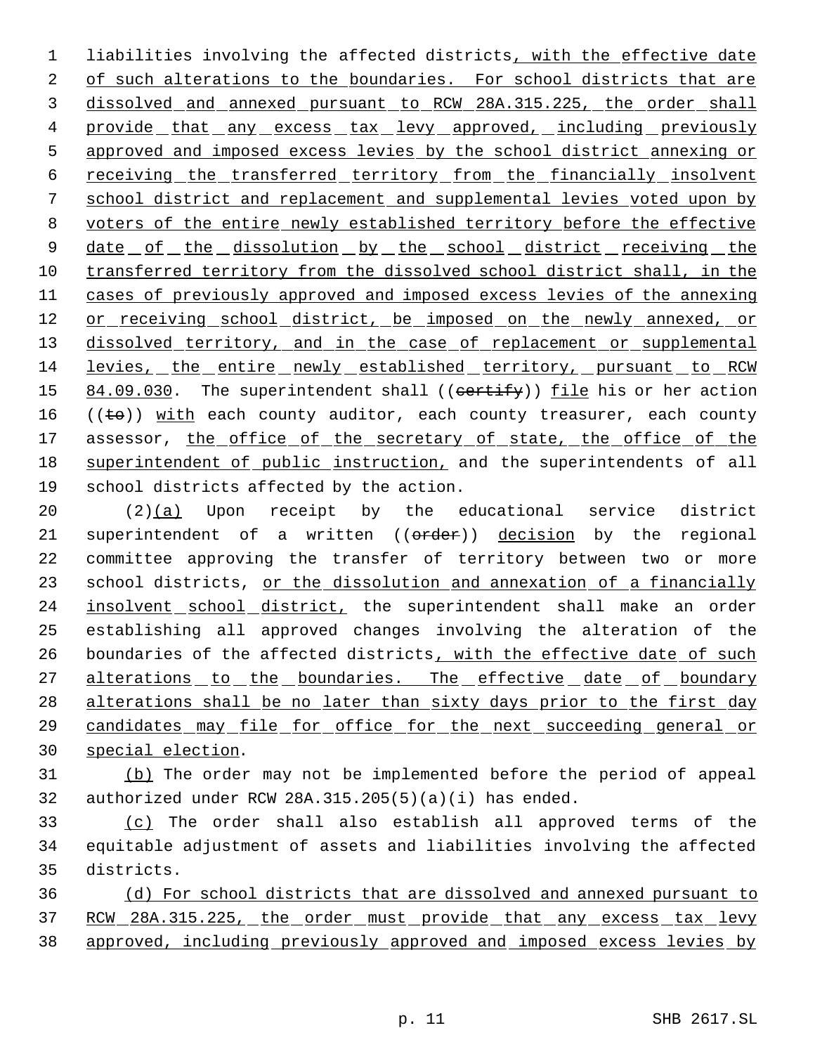liabilities involving the affected districts, with the effective date of such alterations to the boundaries. For school districts that are dissolved and annexed pursuant to RCW 28A.315.225, the order shall provide that any excess tax levy approved, including previously approved and imposed excess levies by the school district annexing or receiving the transferred territory from the financially insolvent school district and replacement and supplemental levies voted upon by voters of the entire newly established territory before the effective date of the dissolution by the school district receiving the transferred territory from the dissolved school district shall, in the cases of previously approved and imposed excess levies of the annexing or receiving school district, be imposed on the newly annexed, or dissolved territory, and in the case of replacement or supplemental levies, the entire newly established territory, pursuant to RCW 84.09.030. The superintendent shall ((~~certify~~)) file his or her action ((~~to~~)) with each county auditor, each county treasurer, each county assessor, the office of the secretary of state, the office of the superintendent of public instruction, and the superintendents of all school districts affected by the action.

(2)(a) Upon receipt by the educational service district superintendent of a written ((~~order~~)) decision by the regional committee approving the transfer of territory between two or more school districts, or the dissolution and annexation of a financially insolvent school district, the superintendent shall make an order establishing all approved changes involving the alteration of the boundaries of the affected districts, with the effective date of such alterations to the boundaries. The effective date of boundary alterations shall be no later than sixty days prior to the first day candidates may file for office for the next succeeding general or special election.

(b) The order may not be implemented before the period of appeal authorized under RCW 28A.315.205(5)(a)(i) has ended.

(c) The order shall also establish all approved terms of the equitable adjustment of assets and liabilities involving the affected districts.

(d) For school districts that are dissolved and annexed pursuant to RCW 28A.315.225, the order must provide that any excess tax levy approved, including previously approved and imposed excess levies by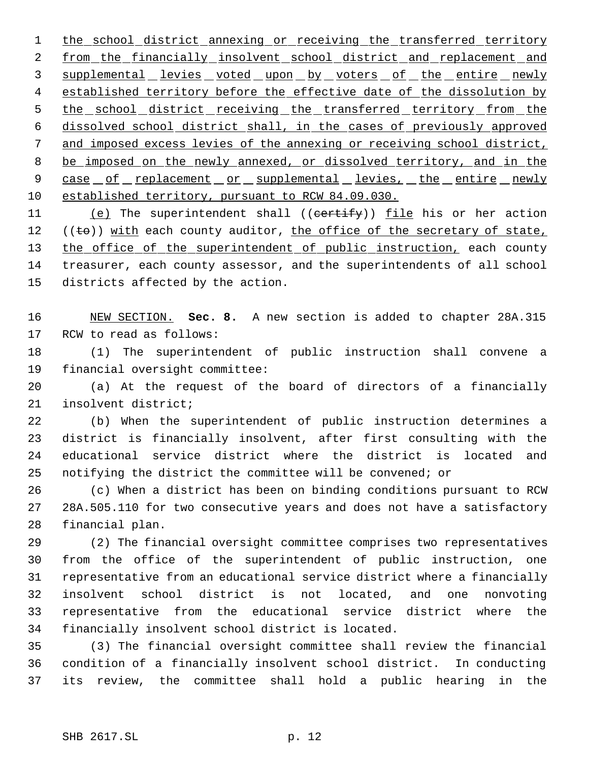the school district annexing or receiving the transferred territory from the financially insolvent school district and replacement and supplemental levies voted upon by voters of the entire newly established territory before the effective date of the dissolution by the school district receiving the transferred territory from the dissolved school district shall, in the cases of previously approved and imposed excess levies of the annexing or receiving school district, be imposed on the newly annexed, or dissolved territory, and in the case of replacement or supplemental levies, the entire newly established territory, pursuant to RCW 84.09.030.

(e) The superintendent shall ((certify)) file his or her action ((to)) with each county auditor, the office of the secretary of state, the office of the superintendent of public instruction, each county treasurer, each county assessor, and the superintendents of all school districts affected by the action.

NEW SECTION. **Sec. 8.** A new section is added to chapter 28A.315 RCW to read as follows:

(1) The superintendent of public instruction shall convene a financial oversight committee:

(a) At the request of the board of directors of a financially insolvent district;

(b) When the superintendent of public instruction determines a district is financially insolvent, after first consulting with the educational service district where the district is located and notifying the district the committee will be convened; or

(c) When a district has been on binding conditions pursuant to RCW 28A.505.110 for two consecutive years and does not have a satisfactory financial plan.

(2) The financial oversight committee comprises two representatives from the office of the superintendent of public instruction, one representative from an educational service district where a financially insolvent school district is not located, and one nonvoting representative from the educational service district where the financially insolvent school district is located.

(3) The financial oversight committee shall review the financial condition of a financially insolvent school district. In conducting its review, the committee shall hold a public hearing in the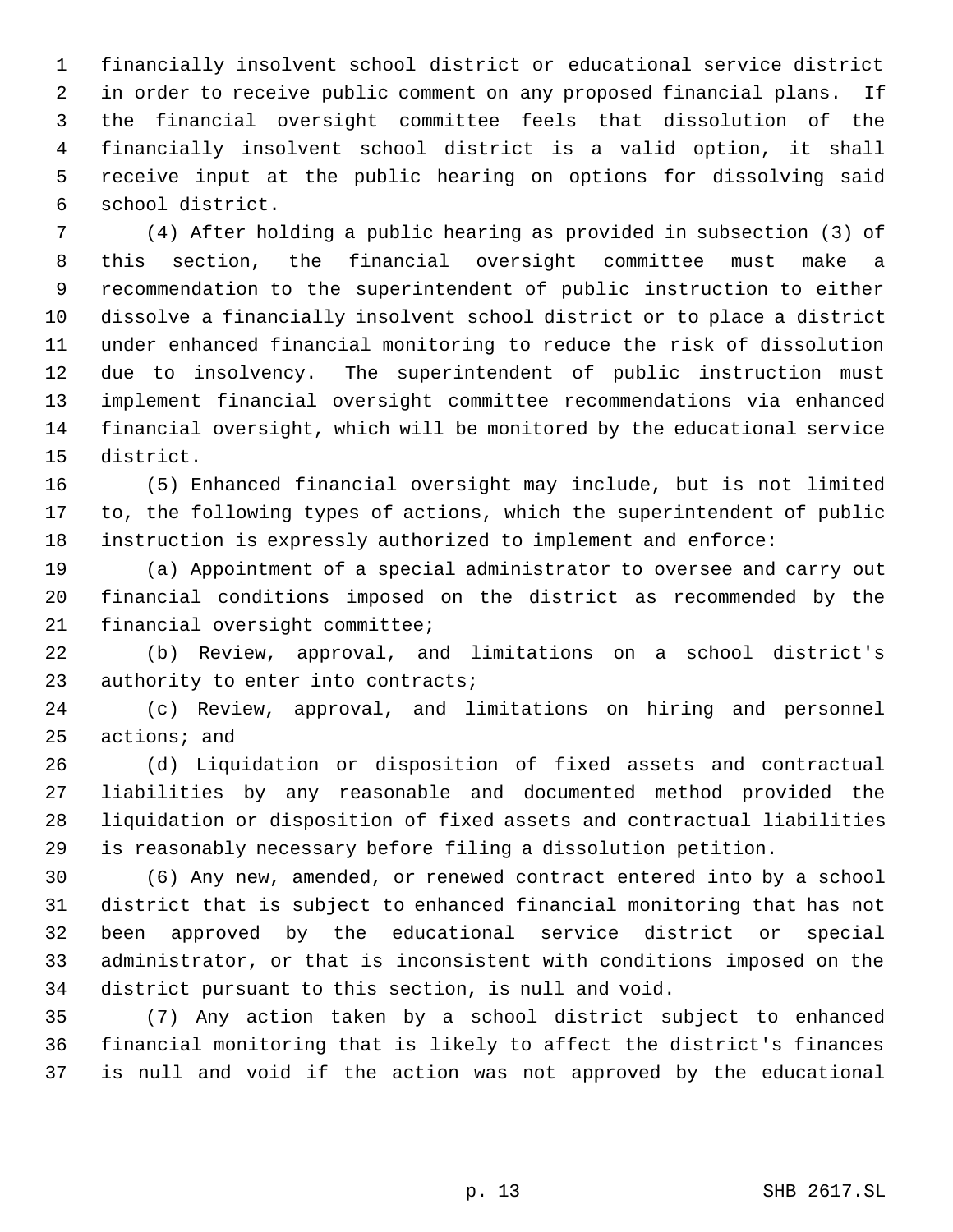financially insolvent school district or educational service district in order to receive public comment on any proposed financial plans. If the financial oversight committee feels that dissolution of the financially insolvent school district is a valid option, it shall receive input at the public hearing on options for dissolving said school district.

(4) After holding a public hearing as provided in subsection (3) of this section, the financial oversight committee must make a recommendation to the superintendent of public instruction to either dissolve a financially insolvent school district or to place a district under enhanced financial monitoring to reduce the risk of dissolution due to insolvency. The superintendent of public instruction must implement financial oversight committee recommendations via enhanced financial oversight, which will be monitored by the educational service district.

(5) Enhanced financial oversight may include, but is not limited to, the following types of actions, which the superintendent of public instruction is expressly authorized to implement and enforce:

(a) Appointment of a special administrator to oversee and carry out financial conditions imposed on the district as recommended by the financial oversight committee;

(b) Review, approval, and limitations on a school district's authority to enter into contracts;

(c) Review, approval, and limitations on hiring and personnel actions; and

(d) Liquidation or disposition of fixed assets and contractual liabilities by any reasonable and documented method provided the liquidation or disposition of fixed assets and contractual liabilities is reasonably necessary before filing a dissolution petition.

(6) Any new, amended, or renewed contract entered into by a school district that is subject to enhanced financial monitoring that has not been approved by the educational service district or special administrator, or that is inconsistent with conditions imposed on the district pursuant to this section, is null and void.

(7) Any action taken by a school district subject to enhanced financial monitoring that is likely to affect the district's finances is null and void if the action was not approved by the educational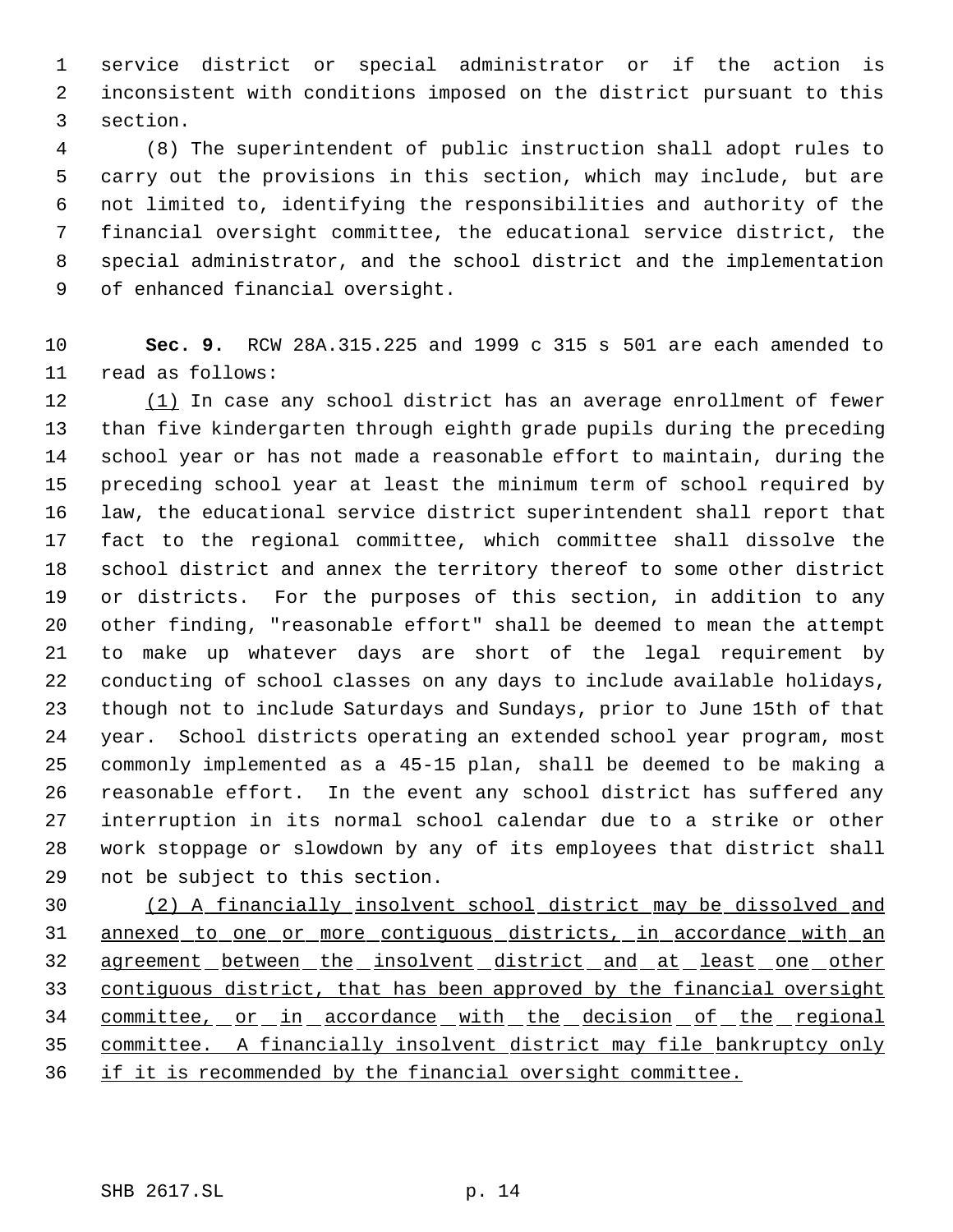service district or special administrator or if the action is inconsistent with conditions imposed on the district pursuant to this section.

(8) The superintendent of public instruction shall adopt rules to carry out the provisions in this section, which may include, but are not limited to, identifying the responsibilities and authority of the financial oversight committee, the educational service district, the special administrator, and the school district and the implementation of enhanced financial oversight.

**Sec. 9.** RCW 28A.315.225 and 1999 c 315 s 501 are each amended to read as follows:

(1) In case any school district has an average enrollment of fewer than five kindergarten through eighth grade pupils during the preceding school year or has not made a reasonable effort to maintain, during the preceding school year at least the minimum term of school required by law, the educational service district superintendent shall report that fact to the regional committee, which committee shall dissolve the school district and annex the territory thereof to some other district or districts. For the purposes of this section, in addition to any other finding, "reasonable effort" shall be deemed to mean the attempt to make up whatever days are short of the legal requirement by conducting of school classes on any days to include available holidays, though not to include Saturdays and Sundays, prior to June 15th of that year. School districts operating an extended school year program, most commonly implemented as a 45-15 plan, shall be deemed to be making a reasonable effort. In the event any school district has suffered any interruption in its normal school calendar due to a strike or other work stoppage or slowdown by any of its employees that district shall not be subject to this section.

(2) A financially insolvent school district may be dissolved and annexed to one or more contiguous districts, in accordance with an agreement between the insolvent district and at least one other contiguous district, that has been approved by the financial oversight committee, or in accordance with the decision of the regional committee. A financially insolvent district may file bankruptcy only if it is recommended by the financial oversight committee.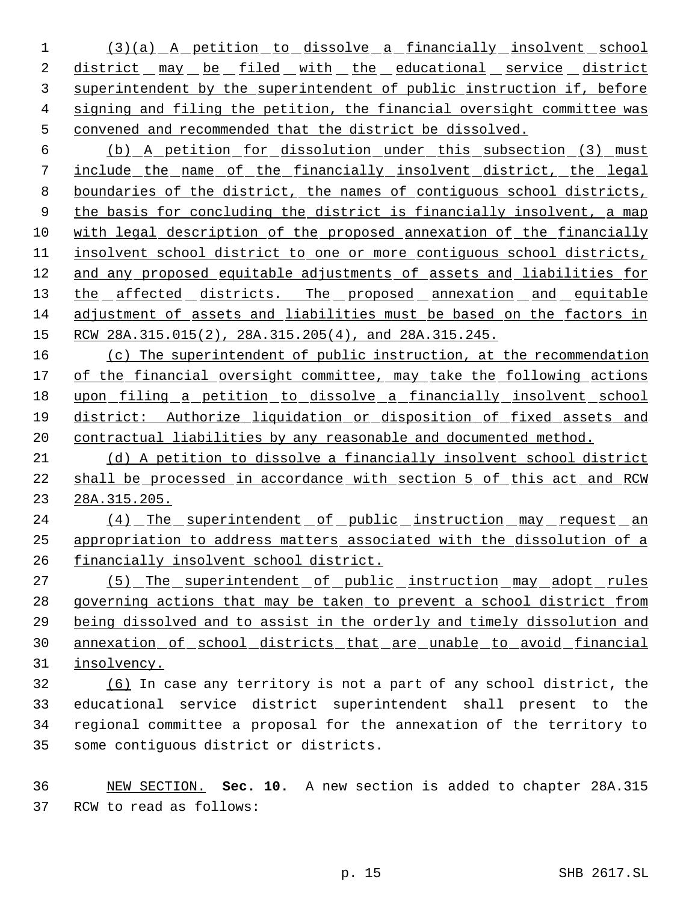(3)(a) A petition to dissolve a financially insolvent school district may be filed with the educational service district superintendent by the superintendent of public instruction if, before signing and filing the petition, the financial oversight committee was convened and recommended that the district be dissolved.

(b) A petition for dissolution under this subsection (3) must include the name of the financially insolvent district, the legal boundaries of the district, the names of contiguous school districts, the basis for concluding the district is financially insolvent, a map with legal description of the proposed annexation of the financially insolvent school district to one or more contiguous school districts, and any proposed equitable adjustments of assets and liabilities for the affected districts. The proposed annexation and equitable adjustment of assets and liabilities must be based on the factors in RCW 28A.315.015(2), 28A.315.205(4), and 28A.315.245.

(c) The superintendent of public instruction, at the recommendation of the financial oversight committee, may take the following actions upon filing a petition to dissolve a financially insolvent school district: Authorize liquidation or disposition of fixed assets and contractual liabilities by any reasonable and documented method.

(d) A petition to dissolve a financially insolvent school district shall be processed in accordance with section 5 of this act and RCW 28A.315.205.

(4) The superintendent of public instruction may request an appropriation to address matters associated with the dissolution of a financially insolvent school district.

(5) The superintendent of public instruction may adopt rules governing actions that may be taken to prevent a school district from being dissolved and to assist in the orderly and timely dissolution and annexation of school districts that are unable to avoid financial insolvency.

(6) In case any territory is not a part of any school district, the educational service district superintendent shall present to the regional committee a proposal for the annexation of the territory to some contiguous district or districts.

NEW SECTION. **Sec. 10.** A new section is added to chapter 28A.315 RCW to read as follows: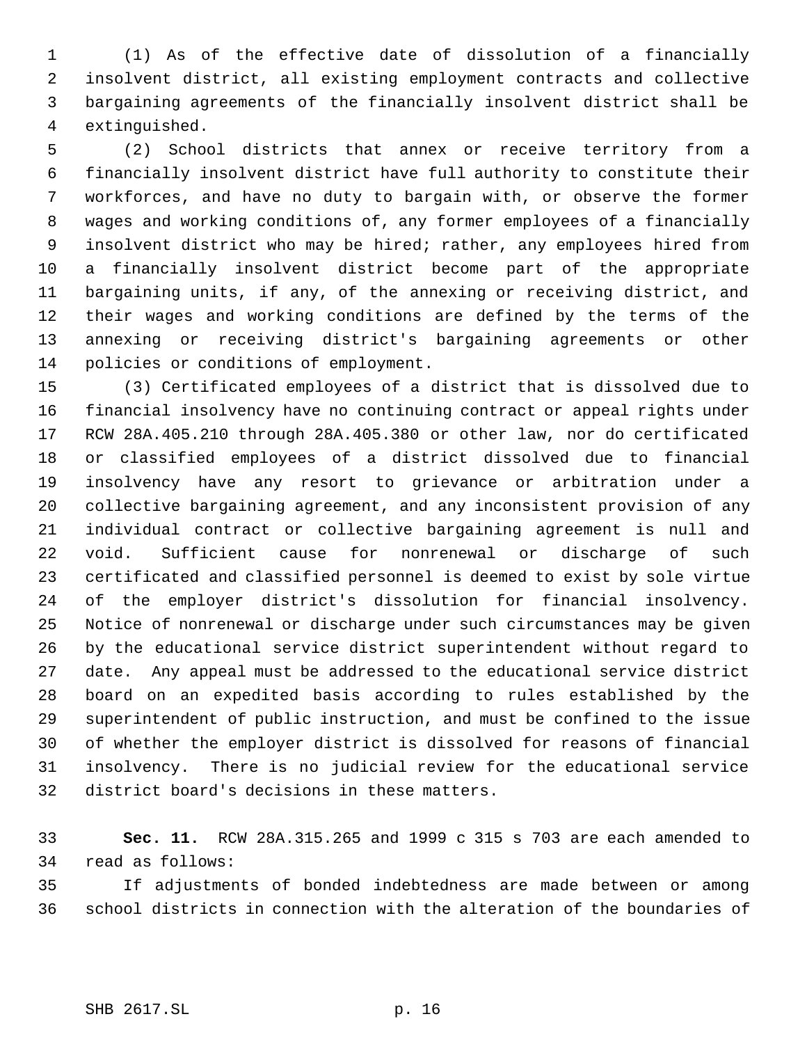(1) As of the effective date of dissolution of a financially insolvent district, all existing employment contracts and collective bargaining agreements of the financially insolvent district shall be extinguished.

(2) School districts that annex or receive territory from a financially insolvent district have full authority to constitute their workforces, and have no duty to bargain with, or observe the former wages and working conditions of, any former employees of a financially insolvent district who may be hired; rather, any employees hired from a financially insolvent district become part of the appropriate bargaining units, if any, of the annexing or receiving district, and their wages and working conditions are defined by the terms of the annexing or receiving district's bargaining agreements or other policies or conditions of employment.

(3) Certificated employees of a district that is dissolved due to financial insolvency have no continuing contract or appeal rights under RCW 28A.405.210 through 28A.405.380 or other law, nor do certificated or classified employees of a district dissolved due to financial insolvency have any resort to grievance or arbitration under a collective bargaining agreement, and any inconsistent provision of any individual contract or collective bargaining agreement is null and void. Sufficient cause for nonrenewal or discharge of such certificated and classified personnel is deemed to exist by sole virtue of the employer district's dissolution for financial insolvency. Notice of nonrenewal or discharge under such circumstances may be given by the educational service district superintendent without regard to date. Any appeal must be addressed to the educational service district board on an expedited basis according to rules established by the superintendent of public instruction, and must be confined to the issue of whether the employer district is dissolved for reasons of financial insolvency. There is no judicial review for the educational service district board's decisions in these matters.

**Sec. 11.** RCW 28A.315.265 and 1999 c 315 s 703 are each amended to read as follows:

If adjustments of bonded indebtedness are made between or among school districts in connection with the alteration of the boundaries of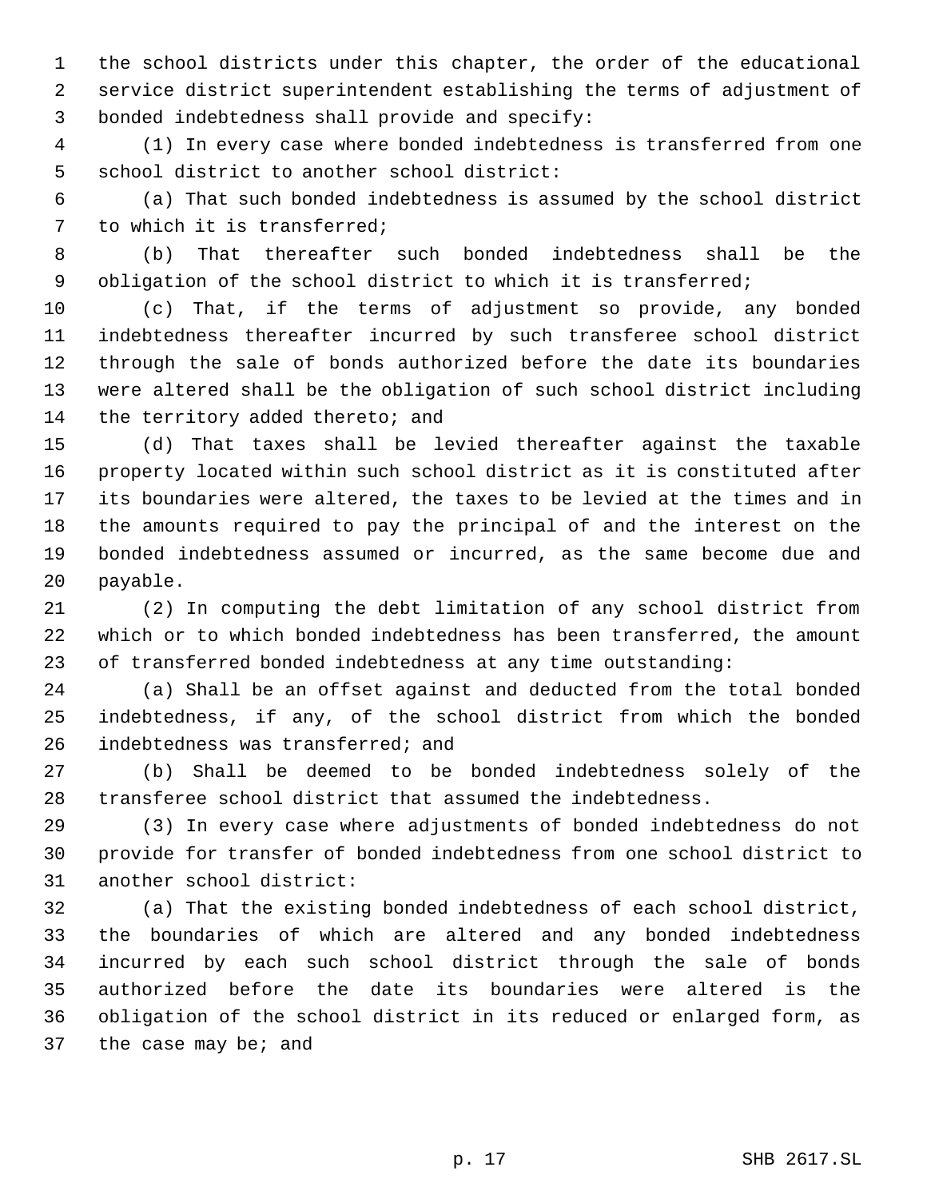the school districts under this chapter, the order of the educational service district superintendent establishing the terms of adjustment of bonded indebtedness shall provide and specify:

(1) In every case where bonded indebtedness is transferred from one school district to another school district:

(a) That such bonded indebtedness is assumed by the school district to which it is transferred;

(b) That thereafter such bonded indebtedness shall be the obligation of the school district to which it is transferred;

(c) That, if the terms of adjustment so provide, any bonded indebtedness thereafter incurred by such transferee school district through the sale of bonds authorized before the date its boundaries were altered shall be the obligation of such school district including the territory added thereto; and

(d) That taxes shall be levied thereafter against the taxable property located within such school district as it is constituted after its boundaries were altered, the taxes to be levied at the times and in the amounts required to pay the principal of and the interest on the bonded indebtedness assumed or incurred, as the same become due and payable.

(2) In computing the debt limitation of any school district from which or to which bonded indebtedness has been transferred, the amount of transferred bonded indebtedness at any time outstanding:

(a) Shall be an offset against and deducted from the total bonded indebtedness, if any, of the school district from which the bonded indebtedness was transferred; and

(b) Shall be deemed to be bonded indebtedness solely of the transferee school district that assumed the indebtedness.

(3) In every case where adjustments of bonded indebtedness do not provide for transfer of bonded indebtedness from one school district to another school district:

(a) That the existing bonded indebtedness of each school district, the boundaries of which are altered and any bonded indebtedness incurred by each such school district through the sale of bonds authorized before the date its boundaries were altered is the obligation of the school district in its reduced or enlarged form, as the case may be; and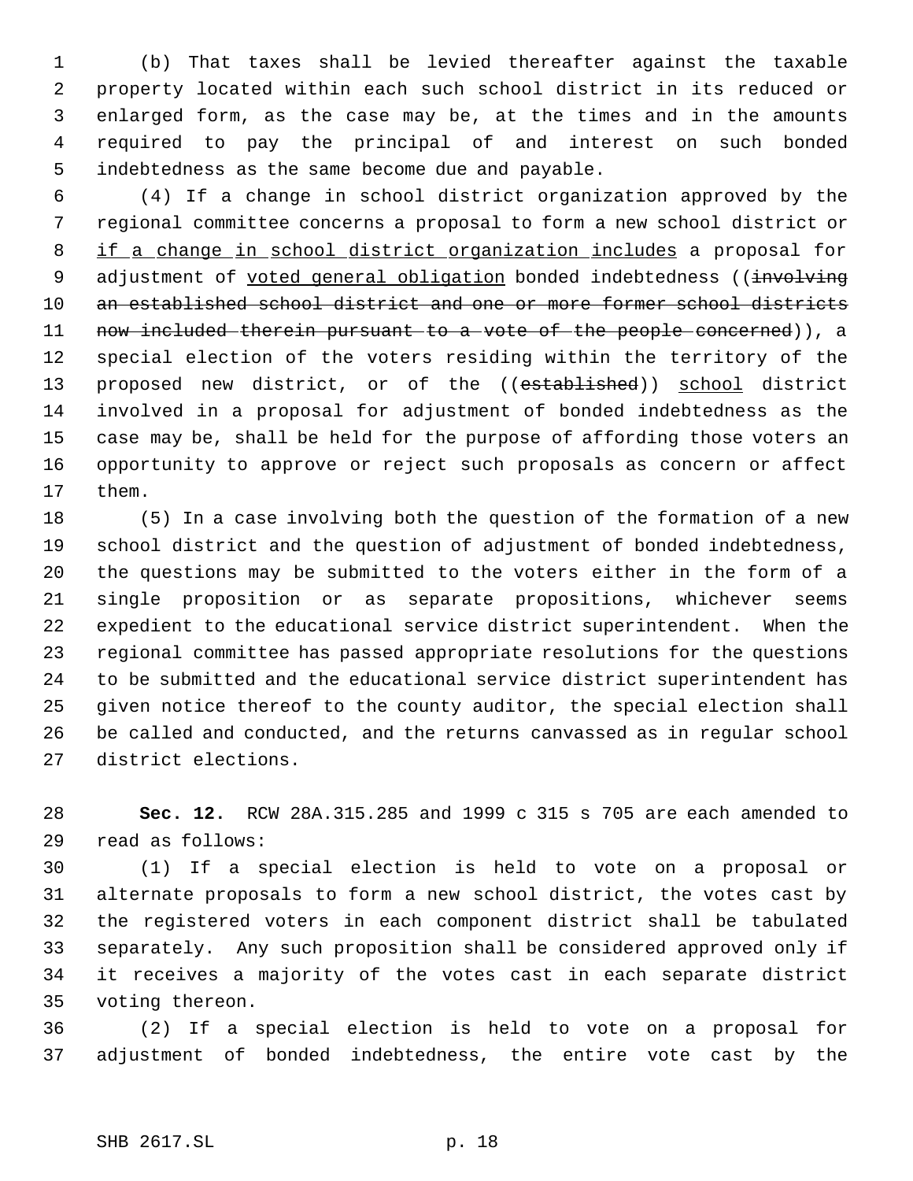(b) That taxes shall be levied thereafter against the taxable property located within each such school district in its reduced or enlarged form, as the case may be, at the times and in the amounts required to pay the principal of and interest on such bonded indebtedness as the same become due and payable.

(4) If a change in school district organization approved by the regional committee concerns a proposal to form a new school district or if a change in school district organization includes a proposal for adjustment of voted general obligation bonded indebtedness ((involving an established school district and one or more former school districts now included therein pursuant to a vote of the people concerned)), a special election of the voters residing within the territory of the proposed new district, or of the ((established)) school district involved in a proposal for adjustment of bonded indebtedness as the case may be, shall be held for the purpose of affording those voters an opportunity to approve or reject such proposals as concern or affect them.

(5) In a case involving both the question of the formation of a new school district and the question of adjustment of bonded indebtedness, the questions may be submitted to the voters either in the form of a single proposition or as separate propositions, whichever seems expedient to the educational service district superintendent. When the regional committee has passed appropriate resolutions for the questions to be submitted and the educational service district superintendent has given notice thereof to the county auditor, the special election shall be called and conducted, and the returns canvassed as in regular school district elections.

**Sec. 12.** RCW 28A.315.285 and 1999 c 315 s 705 are each amended to read as follows:

(1) If a special election is held to vote on a proposal or alternate proposals to form a new school district, the votes cast by the registered voters in each component district shall be tabulated separately. Any such proposition shall be considered approved only if it receives a majority of the votes cast in each separate district voting thereon.

(2) If a special election is held to vote on a proposal for adjustment of bonded indebtedness, the entire vote cast by the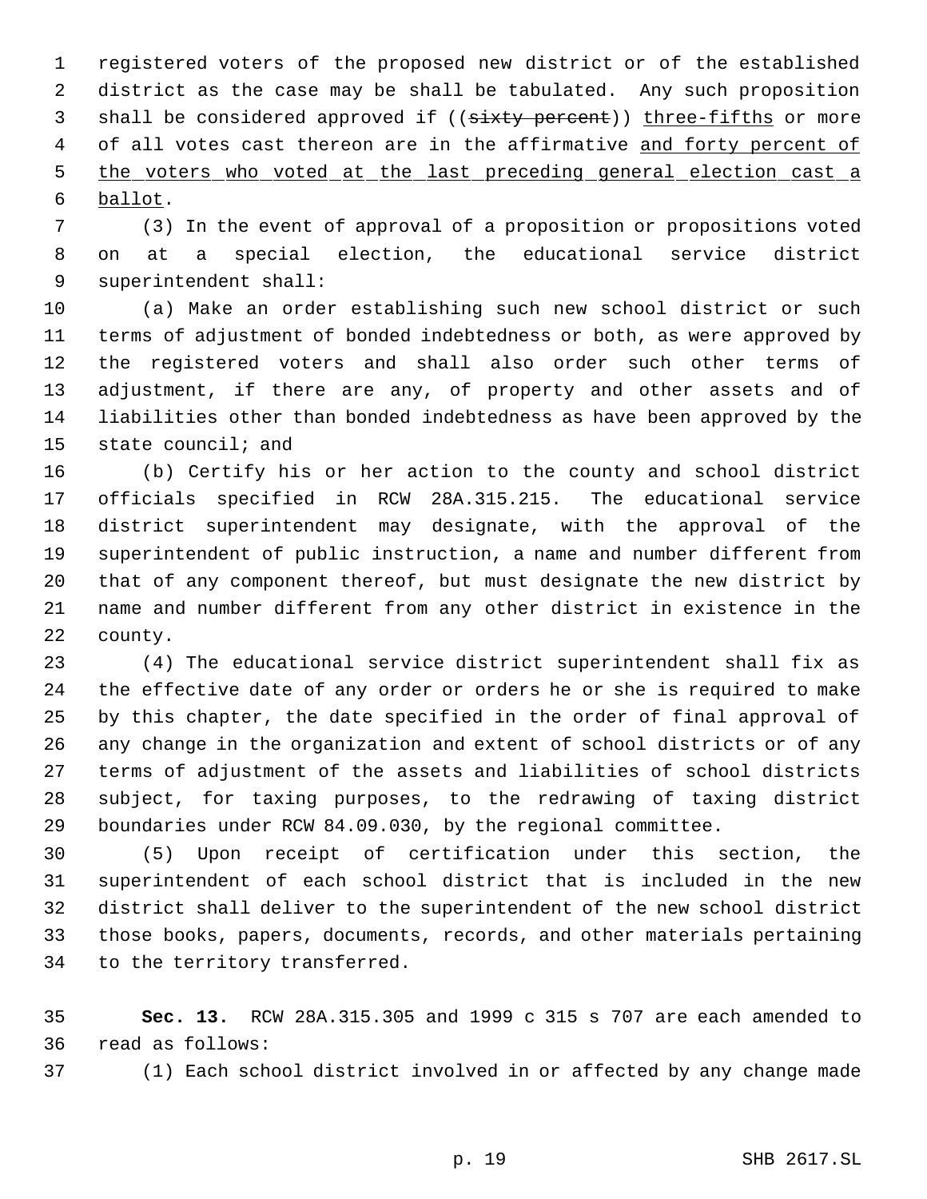registered voters of the proposed new district or of the established district as the case may be shall be tabulated. Any such proposition shall be considered approved if ((~~sixty percent~~)) <u>three-fifths</u> or more of all votes cast thereon are in the affirmative <u>and forty percent of the voters who voted at the last preceding general election cast a ballot</u>.

(3) In the event of approval of a proposition or propositions voted on at a special election, the educational service district superintendent shall:

(a) Make an order establishing such new school district or such terms of adjustment of bonded indebtedness or both, as were approved by the registered voters and shall also order such other terms of adjustment, if there are any, of property and other assets and of liabilities other than bonded indebtedness as have been approved by the state council; and

(b) Certify his or her action to the county and school district officials specified in RCW 28A.315.215. The educational service district superintendent may designate, with the approval of the superintendent of public instruction, a name and number different from that of any component thereof, but must designate the new district by name and number different from any other district in existence in the county.

(4) The educational service district superintendent shall fix as the effective date of any order or orders he or she is required to make by this chapter, the date specified in the order of final approval of any change in the organization and extent of school districts or of any terms of adjustment of the assets and liabilities of school districts subject, for taxing purposes, to the redrawing of taxing district boundaries under RCW 84.09.030, by the regional committee.

(5) Upon receipt of certification under this section, the superintendent of each school district that is included in the new district shall deliver to the superintendent of the new school district those books, papers, documents, records, and other materials pertaining to the territory transferred.

**Sec. 13.** RCW 28A.315.305 and 1999 c 315 s 707 are each amended to read as follows:

(1) Each school district involved in or affected by any change made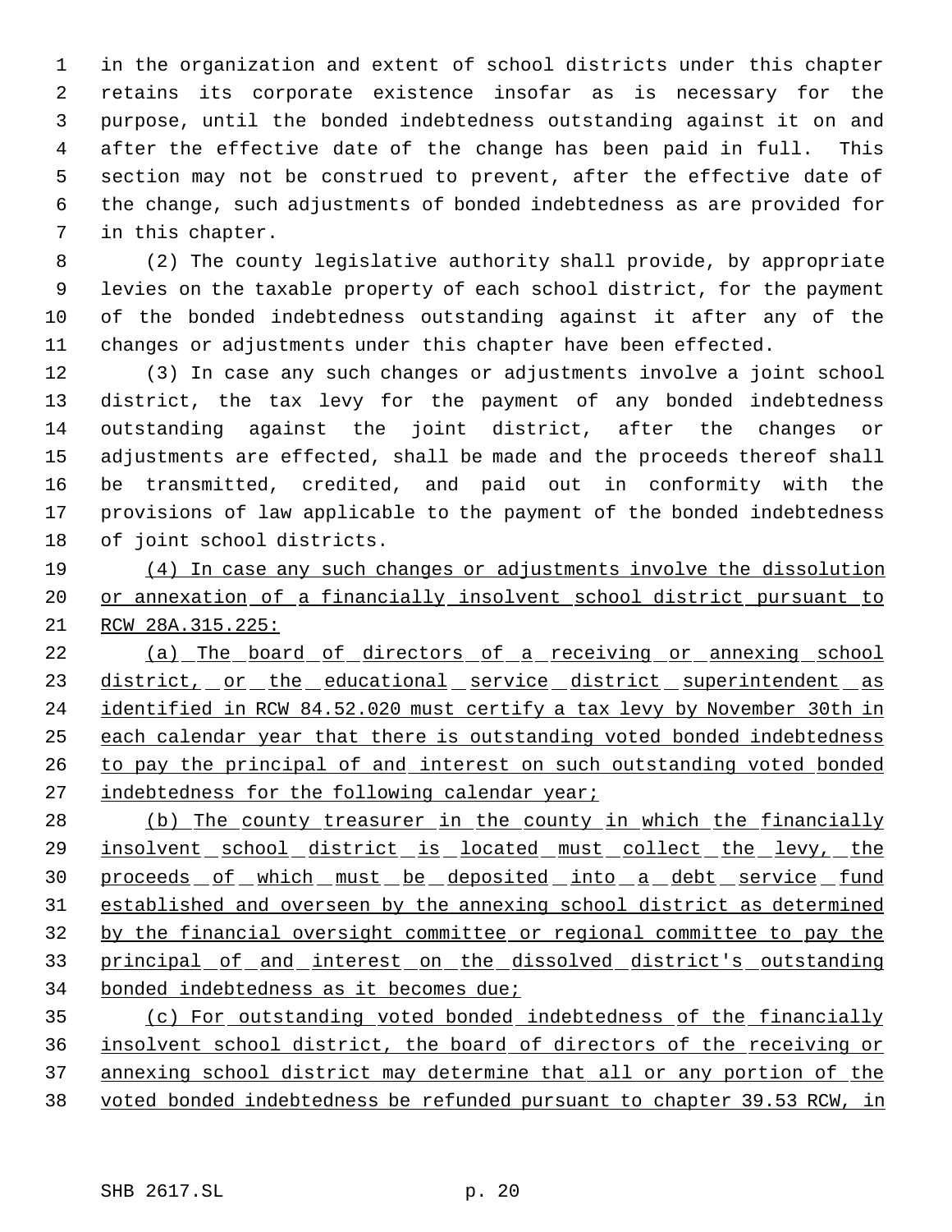in the organization and extent of school districts under this chapter retains its corporate existence insofar as is necessary for the purpose, until the bonded indebtedness outstanding against it on and after the effective date of the change has been paid in full. This section may not be construed to prevent, after the effective date of the change, such adjustments of bonded indebtedness as are provided for in this chapter.

(2) The county legislative authority shall provide, by appropriate levies on the taxable property of each school district, for the payment of the bonded indebtedness outstanding against it after any of the changes or adjustments under this chapter have been effected.

(3) In case any such changes or adjustments involve a joint school district, the tax levy for the payment of any bonded indebtedness outstanding against the joint district, after the changes or adjustments are effected, shall be made and the proceeds thereof shall be transmitted, credited, and paid out in conformity with the provisions of law applicable to the payment of the bonded indebtedness of joint school districts.

<u>(4) In case any such changes or adjustments involve the dissolution or annexation of a financially insolvent school district pursuant to RCW 28A.315.225:</u>

<u>(a) The board of directors of a receiving or annexing school district, or the educational service district superintendent as identified in RCW 84.52.020 must certify a tax levy by November 30th in each calendar year that there is outstanding voted bonded indebtedness to pay the principal of and interest on such outstanding voted bonded indebtedness for the following calendar year;</u>

<u>(b) The county treasurer in the county in which the financially insolvent school district is located must collect the levy, the proceeds of which must be deposited into a debt service fund established and overseen by the annexing school district as determined by the financial oversight committee or regional committee to pay the principal of and interest on the dissolved district's outstanding bonded indebtedness as it becomes due;</u>

<u>(c) For outstanding voted bonded indebtedness of the financially insolvent school district, the board of directors of the receiving or annexing school district may determine that all or any portion of the voted bonded indebtedness be refunded pursuant to chapter 39.53 RCW, in</u>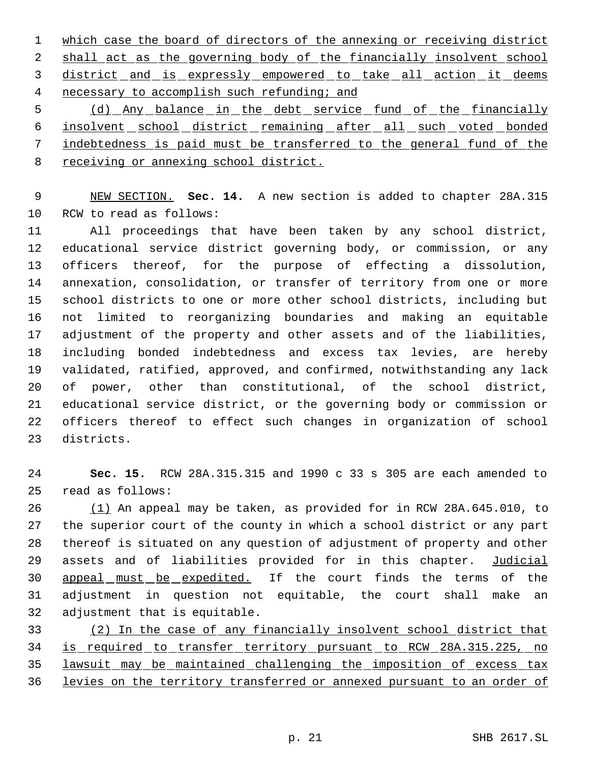which case the board of directors of the annexing or receiving district shall act as the governing body of the financially insolvent school district and is expressly empowered to take all action it deems necessary to accomplish such refunding; and

(d) Any balance in the debt service fund of the financially insolvent school district remaining after all such voted bonded indebtedness is paid must be transferred to the general fund of the receiving or annexing school district.

NEW SECTION. **Sec. 14.** A new section is added to chapter 28A.315 RCW to read as follows:

All proceedings that have been taken by any school district, educational service district governing body, or commission, or any officers thereof, for the purpose of effecting a dissolution, annexation, consolidation, or transfer of territory from one or more school districts to one or more other school districts, including but not limited to reorganizing boundaries and making an equitable adjustment of the property and other assets and of the liabilities, including bonded indebtedness and excess tax levies, are hereby validated, ratified, approved, and confirmed, notwithstanding any lack of power, other than constitutional, of the school district, educational service district, or the governing body or commission or officers thereof to effect such changes in organization of school districts.

**Sec. 15.** RCW 28A.315.315 and 1990 c 33 s 305 are each amended to read as follows:

(1) An appeal may be taken, as provided for in RCW 28A.645.010, to the superior court of the county in which a school district or any part thereof is situated on any question of adjustment of property and other assets and of liabilities provided for in this chapter. Judicial appeal must be expedited. If the court finds the terms of the adjustment in question not equitable, the court shall make an adjustment that is equitable.

(2) In the case of any financially insolvent school district that is required to transfer territory pursuant to RCW 28A.315.225, no lawsuit may be maintained challenging the imposition of excess tax levies on the territory transferred or annexed pursuant to an order of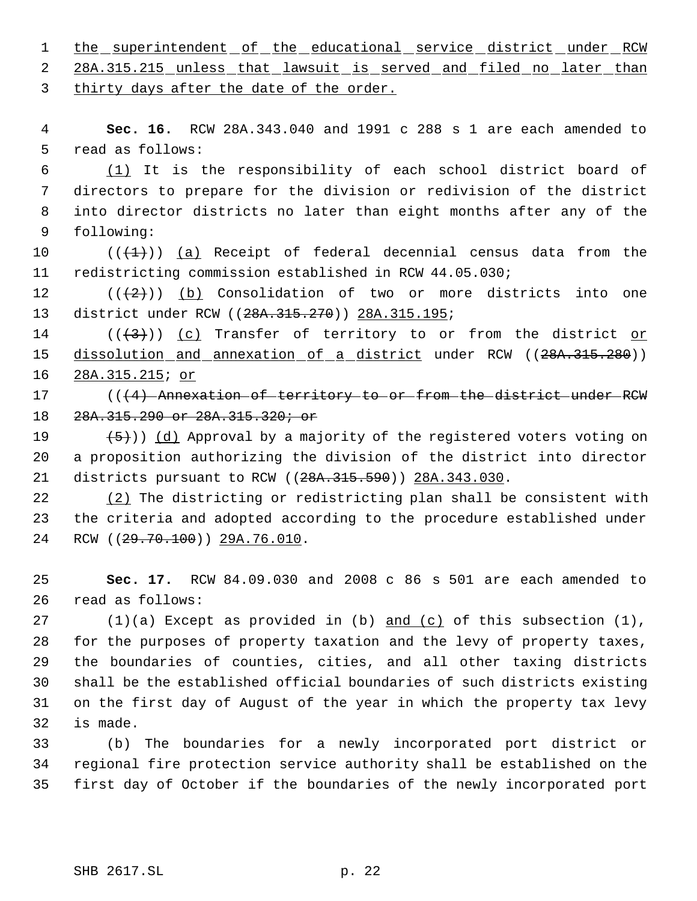the superintendent of the educational service district under RCW 28A.315.215 unless that lawsuit is served and filed no later than thirty days after the date of the order.

**Sec. 16.** RCW 28A.343.040 and 1991 c 288 s 1 are each amended to read as follows:

(1) It is the responsibility of each school district board of directors to prepare for the division or redivision of the district into director districts no later than eight months after any of the following:

(((1))) (a) Receipt of federal decennial census data from the redistricting commission established in RCW 44.05.030;

(((2))) (b) Consolidation of two or more districts into one district under RCW ((28A.315.270)) 28A.315.195;

(((3))) (c) Transfer of territory to or from the district or dissolution and annexation of a district under RCW ((28A.315.280)) 28A.315.215; or

(((4) Annexation of territory to or from the district under RCW 28A.315.290 or 28A.315.320; or

(5))) (d) Approval by a majority of the registered voters voting on a proposition authorizing the division of the district into director districts pursuant to RCW ((28A.315.590)) 28A.343.030.

(2) The districting or redistricting plan shall be consistent with the criteria and adopted according to the procedure established under RCW ((29.70.100)) 29A.76.010.

**Sec. 17.** RCW 84.09.030 and 2008 c 86 s 501 are each amended to read as follows:

(1)(a) Except as provided in (b) and (c) of this subsection (1), for the purposes of property taxation and the levy of property taxes, the boundaries of counties, cities, and all other taxing districts shall be the established official boundaries of such districts existing on the first day of August of the year in which the property tax levy is made.

(b) The boundaries for a newly incorporated port district or regional fire protection service authority shall be established on the first day of October if the boundaries of the newly incorporated port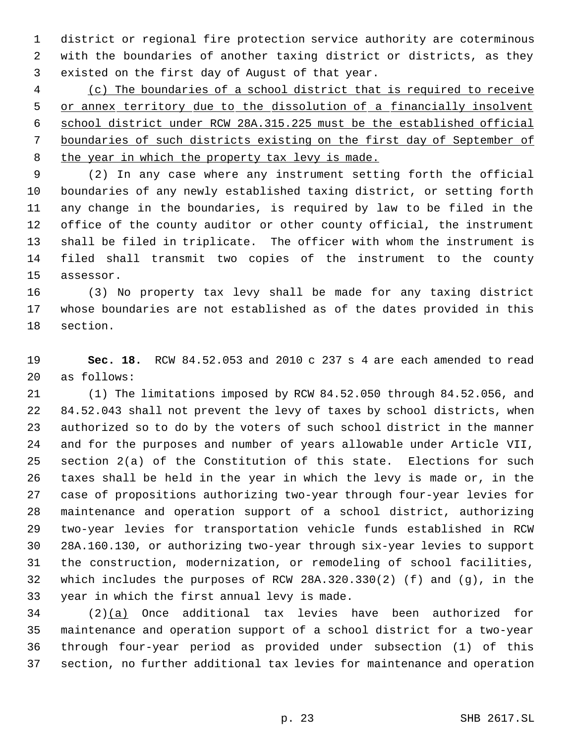district or regional fire protection service authority are coterminous with the boundaries of another taxing district or districts, as they existed on the first day of August of that year.

(c) The boundaries of a school district that is required to receive or annex territory due to the dissolution of a financially insolvent school district under RCW 28A.315.225 must be the established official boundaries of such districts existing on the first day of September of the year in which the property tax levy is made.

(2) In any case where any instrument setting forth the official boundaries of any newly established taxing district, or setting forth any change in the boundaries, is required by law to be filed in the office of the county auditor or other county official, the instrument shall be filed in triplicate. The officer with whom the instrument is filed shall transmit two copies of the instrument to the county assessor.

(3) No property tax levy shall be made for any taxing district whose boundaries are not established as of the dates provided in this section.

**Sec. 18.** RCW 84.52.053 and 2010 c 237 s 4 are each amended to read as follows:

(1) The limitations imposed by RCW 84.52.050 through 84.52.056, and 84.52.043 shall not prevent the levy of taxes by school districts, when authorized so to do by the voters of such school district in the manner and for the purposes and number of years allowable under Article VII, section 2(a) of the Constitution of this state. Elections for such taxes shall be held in the year in which the levy is made or, in the case of propositions authorizing two-year through four-year levies for maintenance and operation support of a school district, authorizing two-year levies for transportation vehicle funds established in RCW 28A.160.130, or authorizing two-year through six-year levies to support the construction, modernization, or remodeling of school facilities, which includes the purposes of RCW 28A.320.330(2) (f) and (g), in the year in which the first annual levy is made.

(2)(a) Once additional tax levies have been authorized for maintenance and operation support of a school district for a two-year through four-year period as provided under subsection (1) of this section, no further additional tax levies for maintenance and operation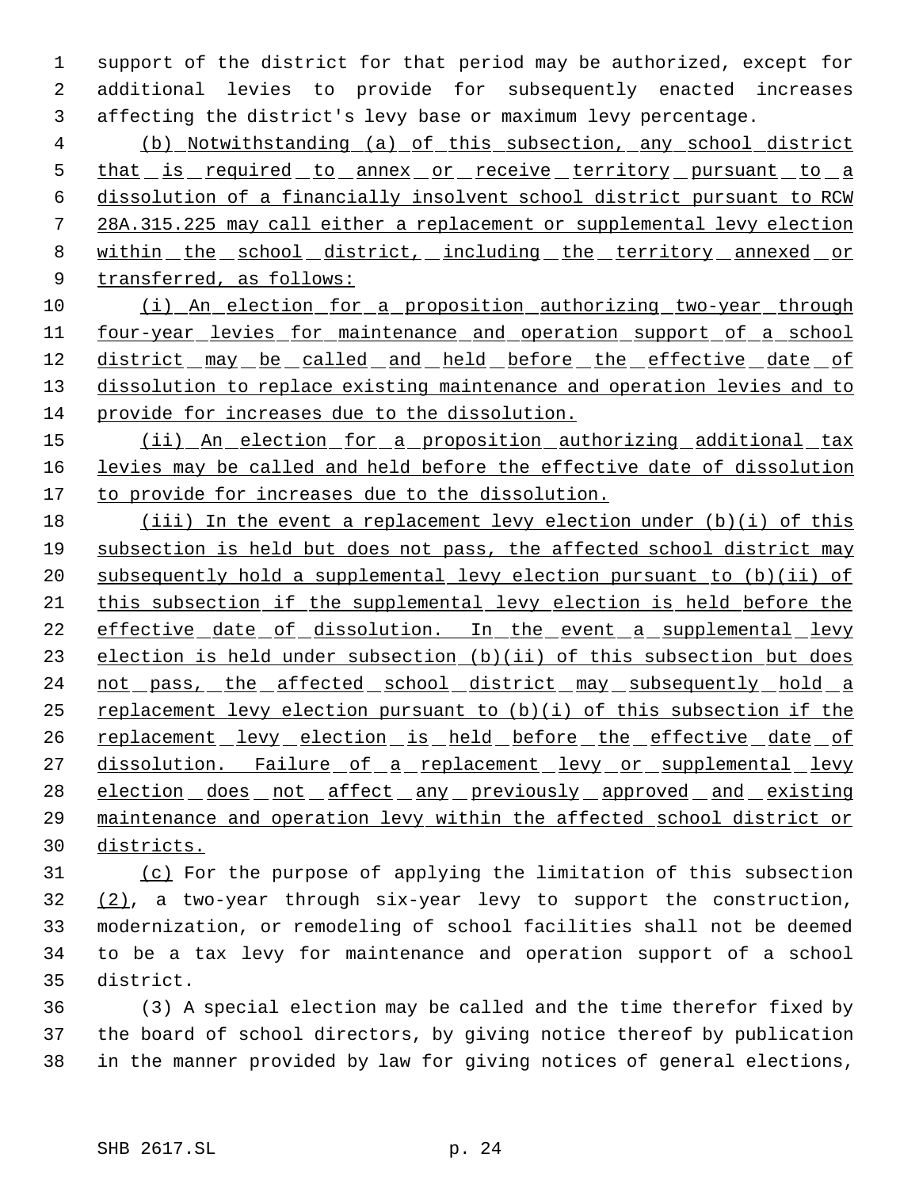support of the district for that period may be authorized, except for additional levies to provide for subsequently enacted increases affecting the district's levy base or maximum levy percentage.

(b) Notwithstanding (a) of this subsection, any school district that is required to annex or receive territory pursuant to a dissolution of a financially insolvent school district pursuant to RCW 28A.315.225 may call either a replacement or supplemental levy election within the school district, including the territory annexed or transferred, as follows:

(i) An election for a proposition authorizing two-year through four-year levies for maintenance and operation support of a school district may be called and held before the effective date of dissolution to replace existing maintenance and operation levies and to provide for increases due to the dissolution.

(ii) An election for a proposition authorizing additional tax levies may be called and held before the effective date of dissolution to provide for increases due to the dissolution.

(iii) In the event a replacement levy election under (b)(i) of this subsection is held but does not pass, the affected school district may subsequently hold a supplemental levy election pursuant to (b)(ii) of this subsection if the supplemental levy election is held before the effective date of dissolution. In the event a supplemental levy election is held under subsection (b)(ii) of this subsection but does not pass, the affected school district may subsequently hold a replacement levy election pursuant to (b)(i) of this subsection if the replacement levy election is held before the effective date of dissolution. Failure of a replacement levy or supplemental levy election does not affect any previously approved and existing maintenance and operation levy within the affected school district or districts.

(c) For the purpose of applying the limitation of this subsection (2), a two-year through six-year levy to support the construction, modernization, or remodeling of school facilities shall not be deemed to be a tax levy for maintenance and operation support of a school district.

(3) A special election may be called and the time therefor fixed by the board of school directors, by giving notice thereof by publication in the manner provided by law for giving notices of general elections,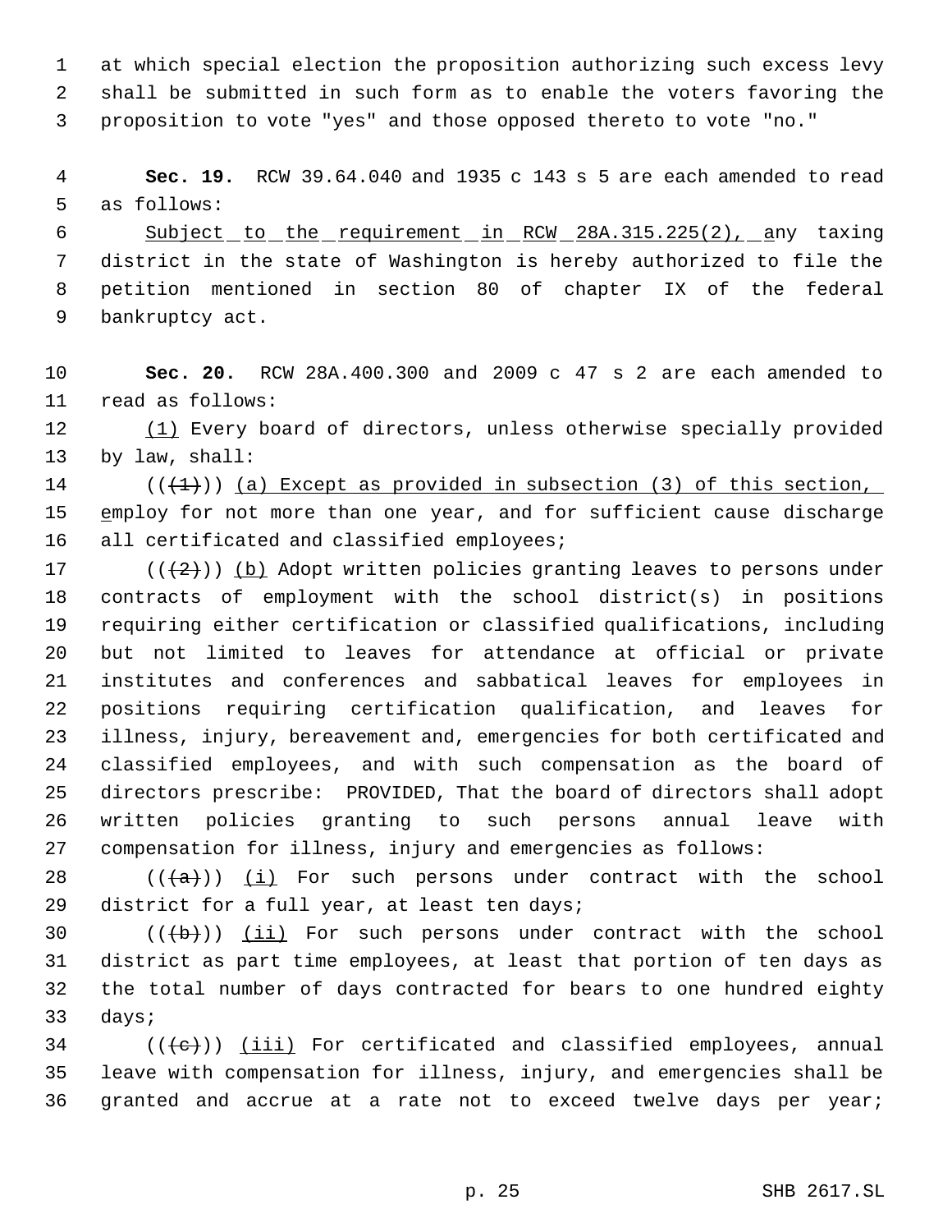at which special election the proposition authorizing such excess levy shall be submitted in such form as to enable the voters favoring the proposition to vote "yes" and those opposed thereto to vote "no."

**Sec. 19.** RCW 39.64.040 and 1935 c 143 s 5 are each amended to read as follows:

Subject to the requirement in RCW 28A.315.225(2), any taxing district in the state of Washington is hereby authorized to file the petition mentioned in section 80 of chapter IX of the federal bankruptcy act.

**Sec. 20.** RCW 28A.400.300 and 2009 c 47 s 2 are each amended to read as follows:

(1) Every board of directors, unless otherwise specially provided by law, shall:

~~((1))~~ (a) Except as provided in subsection (3) of this section, employ for not more than one year, and for sufficient cause discharge all certificated and classified employees;

~~((2))~~ (b) Adopt written policies granting leaves to persons under contracts of employment with the school district(s) in positions requiring either certification or classified qualifications, including but not limited to leaves for attendance at official or private institutes and conferences and sabbatical leaves for employees in positions requiring certification qualification, and leaves for illness, injury, bereavement and, emergencies for both certificated and classified employees, and with such compensation as the board of directors prescribe: PROVIDED, That the board of directors shall adopt written policies granting to such persons annual leave with compensation for illness, injury and emergencies as follows:

~~((a))~~ (i) For such persons under contract with the school district for a full year, at least ten days;

~~((b))~~ (ii) For such persons under contract with the school district as part time employees, at least that portion of ten days as the total number of days contracted for bears to one hundred eighty days;

~~((c))~~ (iii) For certificated and classified employees, annual leave with compensation for illness, injury, and emergencies shall be granted and accrue at a rate not to exceed twelve days per year;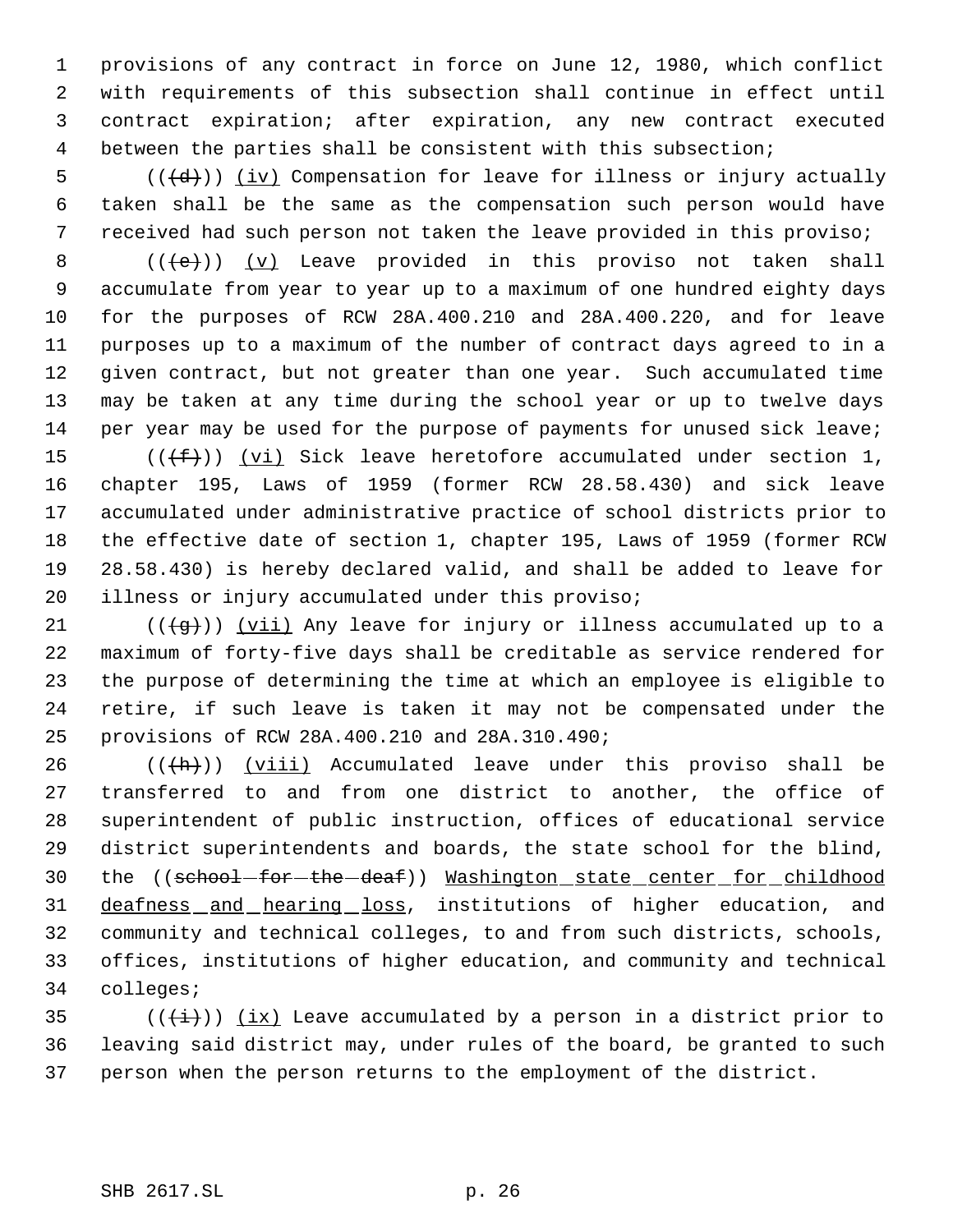provisions of any contract in force on June 12, 1980, which conflict with requirements of this subsection shall continue in effect until contract expiration; after expiration, any new contract executed between the parties shall be consistent with this subsection;

(((d))) (iv) Compensation for leave for illness or injury actually taken shall be the same as the compensation such person would have received had such person not taken the leave provided in this proviso;

(((e))) (v) Leave provided in this proviso not taken shall accumulate from year to year up to a maximum of one hundred eighty days for the purposes of RCW 28A.400.210 and 28A.400.220, and for leave purposes up to a maximum of the number of contract days agreed to in a given contract, but not greater than one year. Such accumulated time may be taken at any time during the school year or up to twelve days per year may be used for the purpose of payments for unused sick leave;

(((f))) (vi) Sick leave heretofore accumulated under section 1, chapter 195, Laws of 1959 (former RCW 28.58.430) and sick leave accumulated under administrative practice of school districts prior to the effective date of section 1, chapter 195, Laws of 1959 (former RCW 28.58.430) is hereby declared valid, and shall be added to leave for illness or injury accumulated under this proviso;

(((g))) (vii) Any leave for injury or illness accumulated up to a maximum of forty-five days shall be creditable as service rendered for the purpose of determining the time at which an employee is eligible to retire, if such leave is taken it may not be compensated under the provisions of RCW 28A.400.210 and 28A.310.490;

(((h))) (viii) Accumulated leave under this proviso shall be transferred to and from one district to another, the office of superintendent of public instruction, offices of educational service district superintendents and boards, the state school for the blind, the ((~~school for the deaf~~)) Washington state center for childhood deafness and hearing loss, institutions of higher education, and community and technical colleges, to and from such districts, schools, offices, institutions of higher education, and community and technical colleges;

(((i))) (ix) Leave accumulated by a person in a district prior to leaving said district may, under rules of the board, be granted to such person when the person returns to the employment of the district.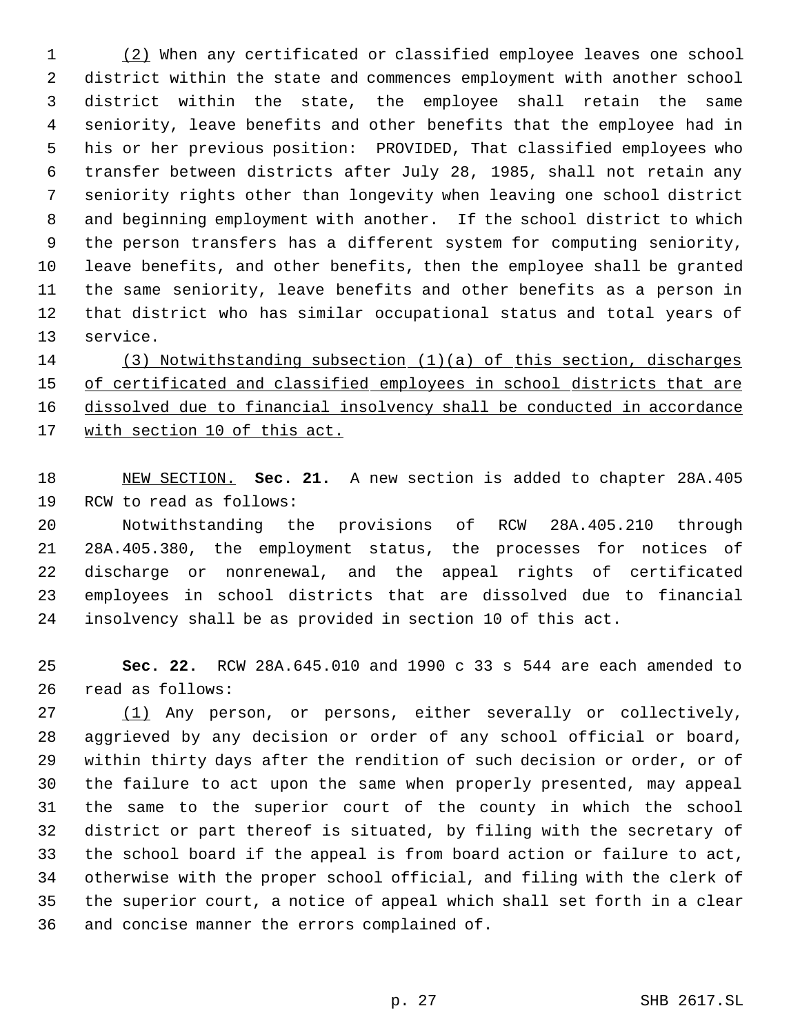(2) When any certificated or classified employee leaves one school district within the state and commences employment with another school district within the state, the employee shall retain the same seniority, leave benefits and other benefits that the employee had in his or her previous position: PROVIDED, That classified employees who transfer between districts after July 28, 1985, shall not retain any seniority rights other than longevity when leaving one school district and beginning employment with another. If the school district to which the person transfers has a different system for computing seniority, leave benefits, and other benefits, then the employee shall be granted the same seniority, leave benefits and other benefits as a person in that district who has similar occupational status and total years of service.

(3) Notwithstanding subsection (1)(a) of this section, discharges of certificated and classified employees in school districts that are dissolved due to financial insolvency shall be conducted in accordance with section 10 of this act.

NEW SECTION. **Sec. 21.** A new section is added to chapter 28A.405 RCW to read as follows:

Notwithstanding the provisions of RCW 28A.405.210 through 28A.405.380, the employment status, the processes for notices of discharge or nonrenewal, and the appeal rights of certificated employees in school districts that are dissolved due to financial insolvency shall be as provided in section 10 of this act.

**Sec. 22.** RCW 28A.645.010 and 1990 c 33 s 544 are each amended to read as follows:

(1) Any person, or persons, either severally or collectively, aggrieved by any decision or order of any school official or board, within thirty days after the rendition of such decision or order, or of the failure to act upon the same when properly presented, may appeal the same to the superior court of the county in which the school district or part thereof is situated, by filing with the secretary of the school board if the appeal is from board action or failure to act, otherwise with the proper school official, and filing with the clerk of the superior court, a notice of appeal which shall set forth in a clear and concise manner the errors complained of.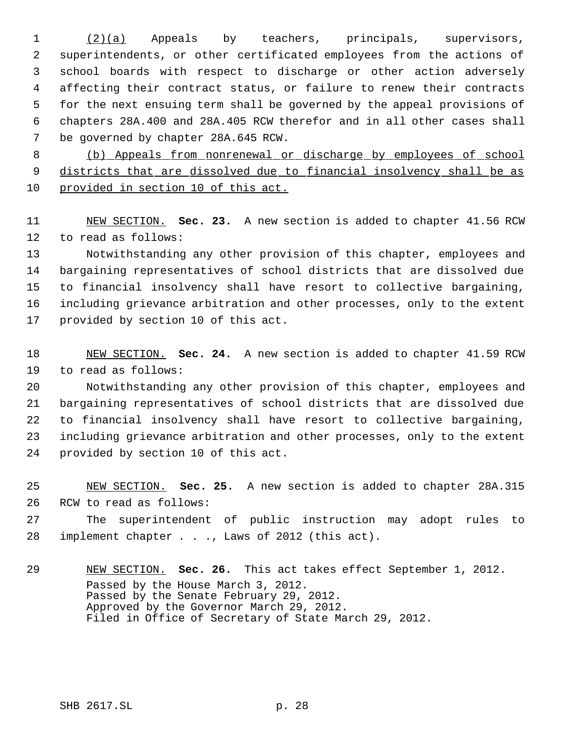(2)(a) Appeals by teachers, principals, supervisors, superintendents, or other certificated employees from the actions of school boards with respect to discharge or other action adversely affecting their contract status, or failure to renew their contracts for the next ensuing term shall be governed by the appeal provisions of chapters 28A.400 and 28A.405 RCW therefor and in all other cases shall be governed by chapter 28A.645 RCW.

(b) Appeals from nonrenewal or discharge by employees of school districts that are dissolved due to financial insolvency shall be as provided in section 10 of this act.

NEW SECTION. **Sec. 23.** A new section is added to chapter 41.56 RCW to read as follows:

Notwithstanding any other provision of this chapter, employees and bargaining representatives of school districts that are dissolved due to financial insolvency shall have resort to collective bargaining, including grievance arbitration and other processes, only to the extent provided by section 10 of this act.

NEW SECTION. **Sec. 24.** A new section is added to chapter 41.59 RCW to read as follows:

Notwithstanding any other provision of this chapter, employees and bargaining representatives of school districts that are dissolved due to financial insolvency shall have resort to collective bargaining, including grievance arbitration and other processes, only to the extent provided by section 10 of this act.

NEW SECTION. **Sec. 25.** A new section is added to chapter 28A.315 RCW to read as follows:

The superintendent of public instruction may adopt rules to implement chapter . . ., Laws of 2012 (this act).

NEW SECTION. **Sec. 26.** This act takes effect September 1, 2012.

Passed by the House March 3, 2012.
Passed by the Senate February 29, 2012.
Approved by the Governor March 29, 2012.
Filed in Office of Secretary of State March 29, 2012.